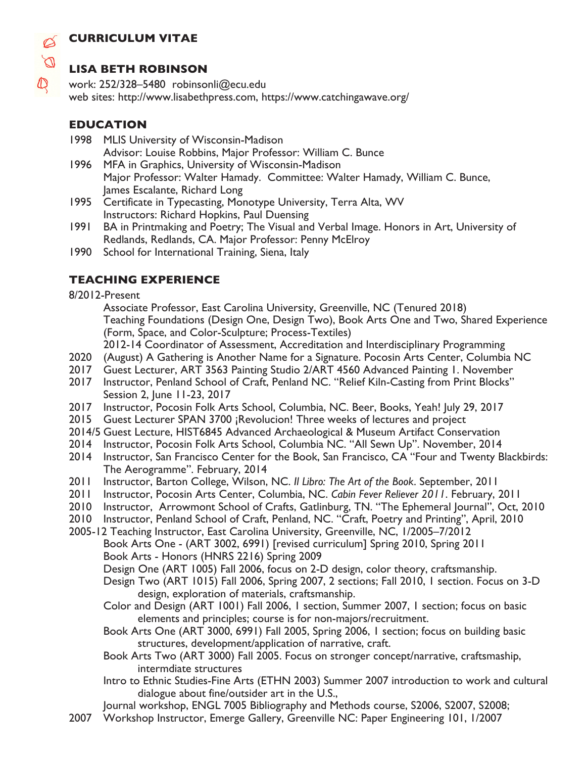# CURRICULUM VITAE

## LISA BETH ROBINSON

work: 252/328–5480 robinsonli@ecu.edu
web sites: http://www.lisabethpress.com, https://www.catchingawave.org/

### EDUCATION

1998 MLIS University of Wisconsin-Madison
Advisor: Louise Robbins, Major Professor: William C. Bunce

1996 MFA in Graphics, University of Wisconsin-Madison
Major Professor: Walter Hamady. Committee: Walter Hamady, William C. Bunce, James Escalante, Richard Long

1995 Certificate in Typecasting, Monotype University, Terra Alta, WV
Instructors: Richard Hopkins, Paul Duensing

1991 BA in Printmaking and Poetry; The Visual and Verbal Image. Honors in Art, University of Redlands, Redlands, CA. Major Professor: Penny McElroy

1990 School for International Training, Siena, Italy

### TEACHING EXPERIENCE

8/2012-Present
Associate Professor, East Carolina University, Greenville, NC (Tenured 2018)
Teaching Foundations (Design One, Design Two), Book Arts One and Two, Shared Experience (Form, Space, and Color-Sculpture; Process-Textiles)
2012-14 Coordinator of Assessment, Accreditation and Interdisciplinary Programming

2020 (August) A Gathering is Another Name for a Signature. Pocosin Arts Center, Columbia NC

2017 Guest Lecturer, ART 3563 Painting Studio 2/ART 4560 Advanced Painting 1. November

2017 Instructor, Penland School of Craft, Penland NC. "Relief Kiln-Casting from Print Blocks" Session 2, June 11-23, 2017

2017 Instructor, Pocosin Folk Arts School, Columbia, NC. Beer, Books, Yeah! July 29, 2017

2015 Guest Lecturer SPAN 3700 ¡Revolucion! Three weeks of lectures and project

2014/5 Guest Lecture, HIST6845 Advanced Archaeological & Museum Artifact Conservation

2014 Instructor, Pocosin Folk Arts School, Columbia NC. "All Sewn Up". November, 2014

2014 Instructor, San Francisco Center for the Book, San Francisco, CA "Four and Twenty Blackbirds: The Aerogramme". February, 2014

2011 Instructor, Barton College, Wilson, NC. *Il Libro: The Art of the Book*. September, 2011

2011 Instructor, Pocosin Arts Center, Columbia, NC. *Cabin Fever Reliever 2011*. February, 2011

2010 Instructor, Arrowmont School of Crafts, Gatlinburg, TN. "The Ephemeral Journal", Oct, 2010

2010 Instructor, Penland School of Craft, Penland, NC. "Craft, Poetry and Printing", April, 2010

2005-12 Teaching Instructor, East Carolina University, Greenville, NC, 1/2005–7/2012
Book Arts One - (ART 3002, 6991) [revised curriculum] Spring 2010, Spring 2011
Book Arts - Honors (HNRS 2216) Spring 2009
Design One (ART 1005) Fall 2006, focus on 2-D design, color theory, craftsmanship.
Design Two (ART 1015) Fall 2006, Spring 2007, 2 sections; Fall 2010, 1 section. Focus on 3-D design, exploration of materials, craftsmanship.
Color and Design (ART 1001) Fall 2006, 1 section, Summer 2007, 1 section; focus on basic elements and principles; course is for non-majors/recruitment.
Book Arts One (ART 3000, 6991) Fall 2005, Spring 2006, 1 section; focus on building basic structures, development/application of narrative, craft.
Book Arts Two (ART 3000) Fall 2005. Focus on stronger concept/narrative, craftsmaship, intermdiate structures
Intro to Ethnic Studies-Fine Arts (ETHN 2003) Summer 2007 introduction to work and cultural dialogue about fine/outsider art in the U.S.,
Journal workshop, ENGL 7005 Bibliography and Methods course, S2006, S2007, S2008;

2007 Workshop Instructor, Emerge Gallery, Greenville NC: Paper Engineering 101, 1/2007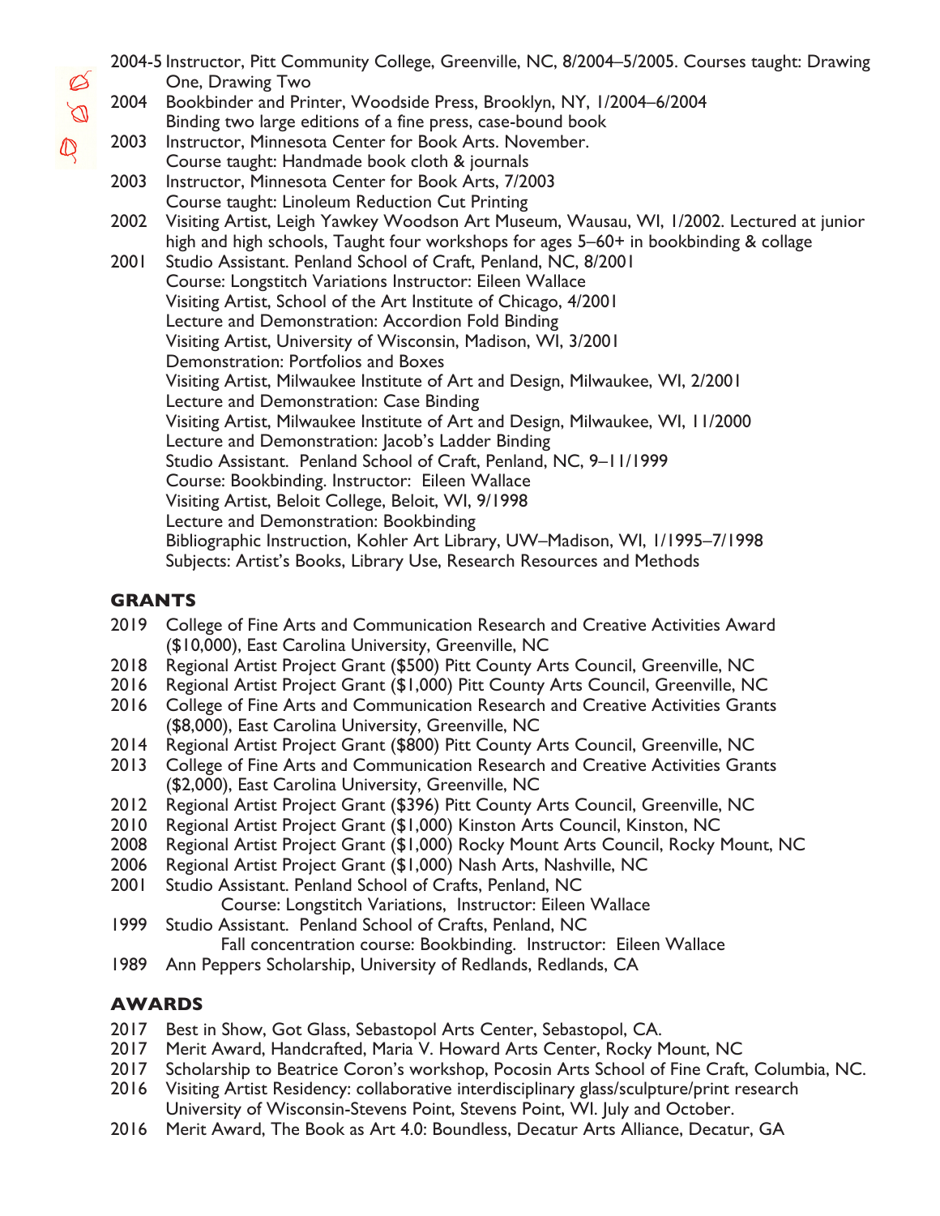2004-5 Instructor, Pitt Community College, Greenville, NC, 8/2004–5/2005. Courses taught: Drawing One, Drawing Two

2004 Bookbinder and Printer, Woodside Press, Brooklyn, NY, 1/2004–6/2004
Binding two large editions of a fine press, case-bound book

2003 Instructor, Minnesota Center for Book Arts. November.
Course taught: Handmade book cloth & journals

2003 Instructor, Minnesota Center for Book Arts, 7/2003
Course taught: Linoleum Reduction Cut Printing

2002 Visiting Artist, Leigh Yawkey Woodson Art Museum, Wausau, WI, 1/2002. Lectured at junior high and high schools, Taught four workshops for ages 5–60+ in bookbinding & collage

2001 Studio Assistant. Penland School of Craft, Penland, NC, 8/2001
Course: Longstitch Variations Instructor: Eileen Wallace
Visiting Artist, School of the Art Institute of Chicago, 4/2001
Lecture and Demonstration: Accordion Fold Binding
Visiting Artist, University of Wisconsin, Madison, WI, 3/2001
Demonstration: Portfolios and Boxes
Visiting Artist, Milwaukee Institute of Art and Design, Milwaukee, WI, 2/2001
Lecture and Demonstration: Case Binding
Visiting Artist, Milwaukee Institute of Art and Design, Milwaukee, WI, 11/2000
Lecture and Demonstration: Jacob's Ladder Binding
Studio Assistant. Penland School of Craft, Penland, NC, 9–11/1999
Course: Bookbinding. Instructor: Eileen Wallace
Visiting Artist, Beloit College, Beloit, WI, 9/1998
Lecture and Demonstration: Bookbinding
Bibliographic Instruction, Kohler Art Library, UW–Madison, WI, 1/1995–7/1998
Subjects: Artist's Books, Library Use, Research Resources and Methods

## GRANTS

2019 College of Fine Arts and Communication Research and Creative Activities Award ($10,000), East Carolina University, Greenville, NC

2018 Regional Artist Project Grant ($500) Pitt County Arts Council, Greenville, NC

2016 Regional Artist Project Grant ($1,000) Pitt County Arts Council, Greenville, NC

2016 College of Fine Arts and Communication Research and Creative Activities Grants ($8,000), East Carolina University, Greenville, NC

2014 Regional Artist Project Grant ($800) Pitt County Arts Council, Greenville, NC

2013 College of Fine Arts and Communication Research and Creative Activities Grants ($2,000), East Carolina University, Greenville, NC

2012 Regional Artist Project Grant ($396) Pitt County Arts Council, Greenville, NC

2010 Regional Artist Project Grant ($1,000) Kinston Arts Council, Kinston, NC

2008 Regional Artist Project Grant ($1,000) Rocky Mount Arts Council, Rocky Mount, NC

2006 Regional Artist Project Grant ($1,000) Nash Arts, Nashville, NC

2001 Studio Assistant. Penland School of Crafts, Penland, NC
Course: Longstitch Variations, Instructor: Eileen Wallace

1999 Studio Assistant. Penland School of Crafts, Penland, NC
Fall concentration course: Bookbinding. Instructor: Eileen Wallace

1989 Ann Peppers Scholarship, University of Redlands, Redlands, CA

## AWARDS

2017 Best in Show, Got Glass, Sebastopol Arts Center, Sebastopol, CA.

2017 Merit Award, Handcrafted, Maria V. Howard Arts Center, Rocky Mount, NC

2017 Scholarship to Beatrice Coron's workshop, Pocosin Arts School of Fine Craft, Columbia, NC.

2016 Visiting Artist Residency: collaborative interdisciplinary glass/sculpture/print research University of Wisconsin-Stevens Point, Stevens Point, WI. July and October.

2016 Merit Award, The Book as Art 4.0: Boundless, Decatur Arts Alliance, Decatur, GA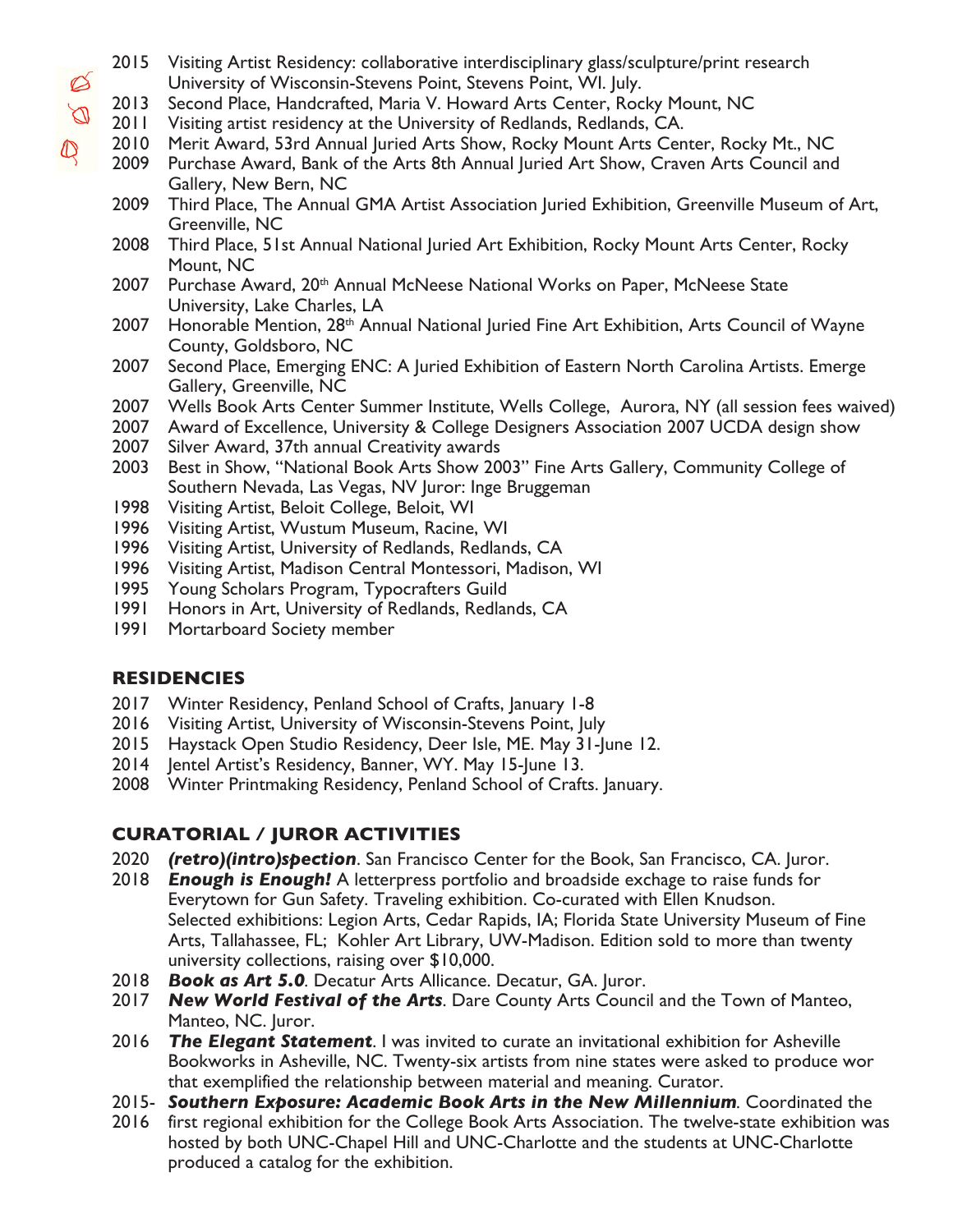- 2015 Visiting Artist Residency: collaborative interdisciplinary glass/sculpture/print research University of Wisconsin-Stevens Point, Stevens Point, WI. July.
- 2013 Second Place, Handcrafted, Maria V. Howard Arts Center, Rocky Mount, NC
- 2011 Visiting artist residency at the University of Redlands, Redlands, CA.
- 2010 Merit Award, 53rd Annual Juried Arts Show, Rocky Mount Arts Center, Rocky Mt., NC
- 2009 Purchase Award, Bank of the Arts 8th Annual Juried Art Show, Craven Arts Council and Gallery, New Bern, NC
- 2009 Third Place, The Annual GMA Artist Association Juried Exhibition, Greenville Museum of Art, Greenville, NC
- 2008 Third Place, 51st Annual National Juried Art Exhibition, Rocky Mount Arts Center, Rocky Mount, NC
- 2007 Purchase Award, 20th Annual McNeese National Works on Paper, McNeese State University, Lake Charles, LA
- 2007 Honorable Mention, 28th Annual National Juried Fine Art Exhibition, Arts Council of Wayne County, Goldsboro, NC
- 2007 Second Place, Emerging ENC: A Juried Exhibition of Eastern North Carolina Artists. Emerge Gallery, Greenville, NC
- 2007 Wells Book Arts Center Summer Institute, Wells College, Aurora, NY (all session fees waived)
- 2007 Award of Excellence, University & College Designers Association 2007 UCDA design show
- 2007 Silver Award, 37th annual Creativity awards
- 2003 Best in Show, "National Book Arts Show 2003" Fine Arts Gallery, Community College of Southern Nevada, Las Vegas, NV Juror: Inge Bruggeman
- 1998 Visiting Artist, Beloit College, Beloit, WI
- 1996 Visiting Artist, Wustum Museum, Racine, WI
- 1996 Visiting Artist, University of Redlands, Redlands, CA
- 1996 Visiting Artist, Madison Central Montessori, Madison, WI
- 1995 Young Scholars Program, Typocrafters Guild
- 1991 Honors in Art, University of Redlands, Redlands, CA
- 1991 Mortarboard Society member

## RESIDENCIES

- 2017 Winter Residency, Penland School of Crafts, January 1-8
- 2016 Visiting Artist, University of Wisconsin-Stevens Point, July
- 2015 Haystack Open Studio Residency, Deer Isle, ME. May 31-June 12.
- 2014 Jentel Artist's Residency, Banner, WY. May 15-June 13.
- 2008 Winter Printmaking Residency, Penland School of Crafts. January.

## CURATORIAL / JUROR ACTIVITIES

- 2020 ***(retro)(intro)spection***. San Francisco Center for the Book, San Francisco, CA. Juror.
- 2018 ***Enough is Enough!*** A letterpress portfolio and broadside exchage to raise funds for Everytown for Gun Safety. Traveling exhibition. Co-curated with Ellen Knudson. Selected exhibitions: Legion Arts, Cedar Rapids, IA; Florida State University Museum of Fine Arts, Tallahassee, FL; Kohler Art Library, UW-Madison. Edition sold to more than twenty university collections, raising over $10,000.
- 2018 ***Book as Art 5.0***. Decatur Arts Allicance. Decatur, GA. Juror.
- 2017 ***New World Festival of the Arts***. Dare County Arts Council and the Town of Manteo, Manteo, NC. Juror.
- 2016 ***The Elegant Statement***. I was invited to curate an invitational exhibition for Asheville Bookworks in Asheville, NC. Twenty-six artists from nine states were asked to produce wor that exemplified the relationship between material and meaning. Curator.
- 2015-2016 ***Southern Exposure: Academic Book Arts in the New Millennium***. Coordinated the first regional exhibition for the College Book Arts Association. The twelve-state exhibition was hosted by both UNC-Chapel Hill and UNC-Charlotte and the students at UNC-Charlotte produced a catalog for the exhibition.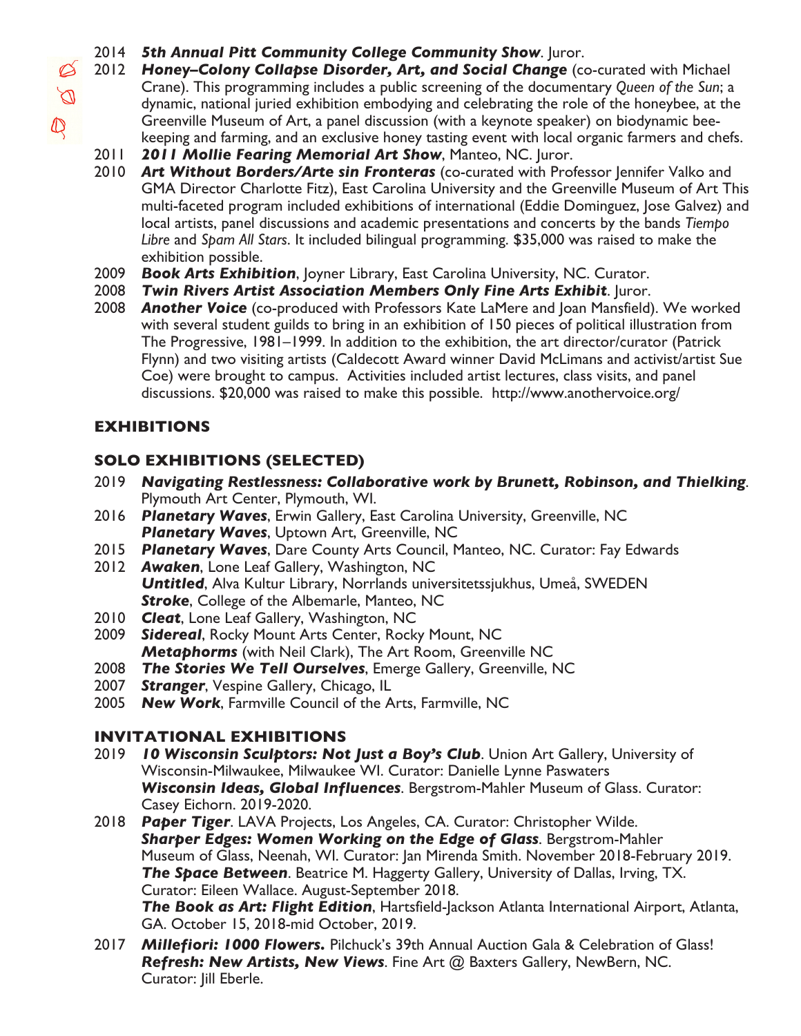2014 ***5th Annual Pitt Community College Community Show***. Juror.

2012 ***Honey–Colony Collapse Disorder, Art, and Social Change*** (co-curated with Michael Crane). This programming includes a public screening of the documentary *Queen of the Sun*; a dynamic, national juried exhibition embodying and celebrating the role of the honeybee, at the Greenville Museum of Art, a panel discussion (with a keynote speaker) on biodynamic bee-keeping and farming, and an exclusive honey tasting event with local organic farmers and chefs.

2011 ***2011 Mollie Fearing Memorial Art Show***, Manteo, NC. Juror.

2010 ***Art Without Borders/Arte sin Fronteras*** (co-curated with Professor Jennifer Valko and GMA Director Charlotte Fitz), East Carolina University and the Greenville Museum of Art This multi-faceted program included exhibitions of international (Eddie Dominguez, Jose Galvez) and local artists, panel discussions and academic presentations and concerts by the bands *Tiempo Libre* and *Spam All Stars*. It included bilingual programming. $35,000 was raised to make the exhibition possible.

2009 ***Book Arts Exhibition***, Joyner Library, East Carolina University, NC. Curator.

2008 ***Twin Rivers Artist Association Members Only Fine Arts Exhibit***. Juror.

2008 ***Another Voice*** (co-produced with Professors Kate LaMere and Joan Mansfield). We worked with several student guilds to bring in an exhibition of 150 pieces of political illustration from The Progressive, 1981–1999. In addition to the exhibition, the art director/curator (Patrick Flynn) and two visiting artists (Caldecott Award winner David McLimans and activist/artist Sue Coe) were brought to campus. Activities included artist lectures, class visits, and panel discussions. $20,000 was raised to make this possible. http://www.anothervoice.org/

## EXHIBITIONS

### SOLO EXHIBITIONS (SELECTED)

2019 ***Navigating Restlessness: Collaborative work by Brunett, Robinson, and Thielking***. Plymouth Art Center, Plymouth, WI.

2016 ***Planetary Waves***, Erwin Gallery, East Carolina University, Greenville, NC
***Planetary Waves***, Uptown Art, Greenville, NC

2015 ***Planetary Waves***, Dare County Arts Council, Manteo, NC. Curator: Fay Edwards

2012 ***Awaken***, Lone Leaf Gallery, Washington, NC
***Untitled***, Alva Kultur Library, Norrlands universitetssjukhus, Umeå, SWEDEN
***Stroke***, College of the Albemarle, Manteo, NC

2010 ***Cleat***, Lone Leaf Gallery, Washington, NC

2009 ***Sidereal***, Rocky Mount Arts Center, Rocky Mount, NC
***Metaphorms*** (with Neil Clark), The Art Room, Greenville NC

2008 ***The Stories We Tell Ourselves***, Emerge Gallery, Greenville, NC

2007 ***Stranger***, Vespine Gallery, Chicago, IL

2005 ***New Work***, Farmville Council of the Arts, Farmville, NC

### INVITATIONAL EXHIBITIONS

2019 ***10 Wisconsin Sculptors: Not Just a Boy's Club***. Union Art Gallery, University of Wisconsin-Milwaukee, Milwaukee WI. Curator: Danielle Lynne Paswaters
***Wisconsin Ideas, Global Influences***. Bergstrom-Mahler Museum of Glass. Curator: Casey Eichorn. 2019-2020.

2018 ***Paper Tiger***. LAVA Projects, Los Angeles, CA. Curator: Christopher Wilde.
***Sharper Edges: Women Working on the Edge of Glass***. Bergstrom-Mahler Museum of Glass, Neenah, WI. Curator: Jan Mirenda Smith. November 2018-February 2019.
***The Space Between***. Beatrice M. Haggerty Gallery, University of Dallas, Irving, TX. Curator: Eileen Wallace. August-September 2018.
***The Book as Art: Flight Edition***, Hartsfield-Jackson Atlanta International Airport, Atlanta, GA. October 15, 2018-mid October, 2019.

2017 ***Millefiori: 1000 Flowers.*** Pilchuck's 39th Annual Auction Gala & Celebration of Glass!
***Refresh: New Artists, New Views***. Fine Art @ Baxters Gallery, NewBern, NC. Curator: Jill Eberle.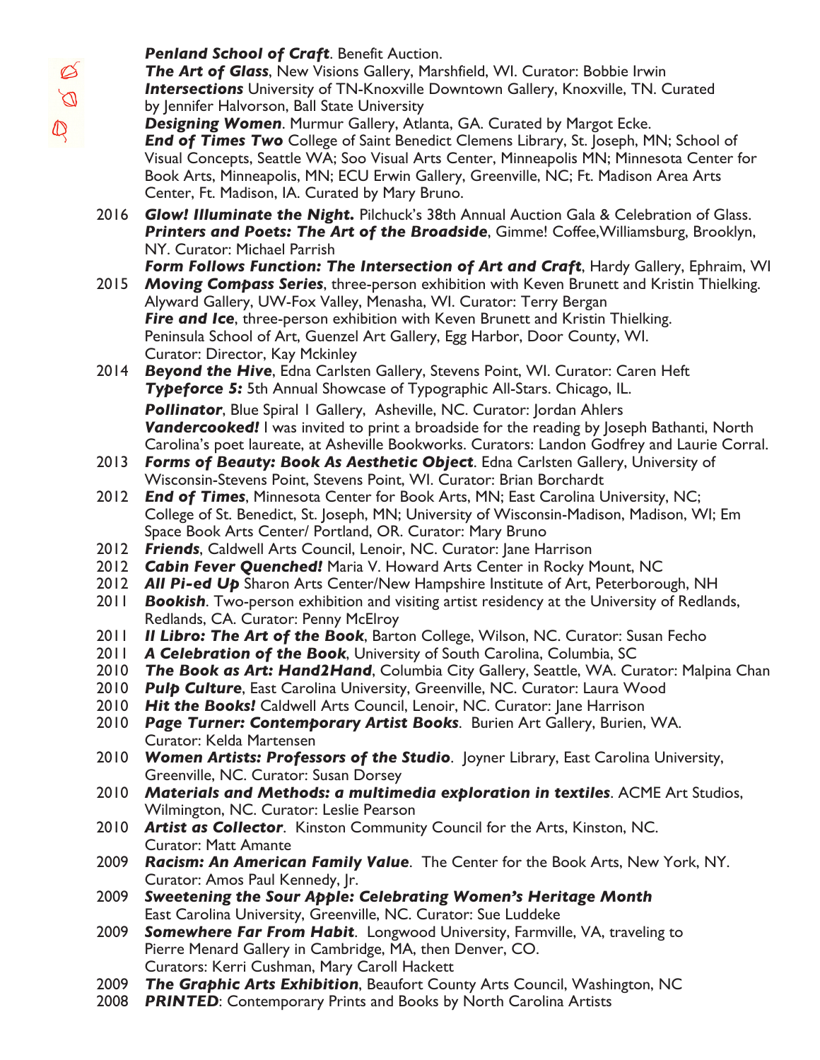***Penland School of Craft***. Benefit Auction.
***The Art of Glass***, New Visions Gallery, Marshfield, WI. Curator: Bobbie Irwin
***Intersections*** University of TN-Knoxville Downtown Gallery, Knoxville, TN. Curated by Jennifer Halvorson, Ball State University
***Designing Women***. Murmur Gallery, Atlanta, GA. Curated by Margot Ecke.
***End of Times Two*** College of Saint Benedict Clemens Library, St. Joseph, MN; School of Visual Concepts, Seattle WA; Soo Visual Arts Center, Minneapolis MN; Minnesota Center for Book Arts, Minneapolis, MN; ECU Erwin Gallery, Greenville, NC; Ft. Madison Area Arts Center, Ft. Madison, IA. Curated by Mary Bruno.

2016 ***Glow! Illuminate the Night.*** Pilchuck's 38th Annual Auction Gala & Celebration of Glass.
***Printers and Poets: The Art of the Broadside***, Gimme! Coffee,Williamsburg, Brooklyn, NY. Curator: Michael Parrish
***Form Follows Function: The Intersection of Art and Craft***, Hardy Gallery, Ephraim, WI

2015 ***Moving Compass Series***, three-person exhibition with Keven Brunett and Kristin Thielking. Alyward Gallery, UW-Fox Valley, Menasha, WI. Curator: Terry Bergan
***Fire and Ice***, three-person exhibition with Keven Brunett and Kristin Thielking. Peninsula School of Art, Guenzel Art Gallery, Egg Harbor, Door County, WI. Curator: Director, Kay Mckinley

2014 ***Beyond the Hive***, Edna Carlsten Gallery, Stevens Point, WI. Curator: Caren Heft
***Typeforce 5:*** 5th Annual Showcase of Typographic All-Stars. Chicago, IL.
***Pollinator***, Blue Spiral 1 Gallery, Asheville, NC. Curator: Jordan Ahlers
***Vandercooked!*** I was invited to print a broadside for the reading by Joseph Bathanti, North Carolina's poet laureate, at Asheville Bookworks. Curators: Landon Godfrey and Laurie Corral.

2013 ***Forms of Beauty: Book As Aesthetic Object***. Edna Carlsten Gallery, University of Wisconsin-Stevens Point, Stevens Point, WI. Curator: Brian Borchardt

2012 ***End of Times***, Minnesota Center for Book Arts, MN; East Carolina University, NC; College of St. Benedict, St. Joseph, MN; University of Wisconsin-Madison, Madison, WI; Em Space Book Arts Center/ Portland, OR. Curator: Mary Bruno

2012 ***Friends***, Caldwell Arts Council, Lenoir, NC. Curator: Jane Harrison

2012 ***Cabin Fever Quenched!*** Maria V. Howard Arts Center in Rocky Mount, NC

2012 ***All Pi-ed Up*** Sharon Arts Center/New Hampshire Institute of Art, Peterborough, NH

2011 ***Bookish***. Two-person exhibition and visiting artist residency at the University of Redlands, Redlands, CA. Curator: Penny McElroy

2011 ***Il Libro: The Art of the Book***, Barton College, Wilson, NC. Curator: Susan Fecho

2011 ***A Celebration of the Book***, University of South Carolina, Columbia, SC

2010 ***The Book as Art: Hand2Hand***, Columbia City Gallery, Seattle, WA. Curator: Malpina Chan

2010 ***Pulp Culture***, East Carolina University, Greenville, NC. Curator: Laura Wood

2010 ***Hit the Books!*** Caldwell Arts Council, Lenoir, NC. Curator: Jane Harrison

2010 ***Page Turner: Contemporary Artist Books***. Burien Art Gallery, Burien, WA. Curator: Kelda Martensen

2010 ***Women Artists: Professors of the Studio***. Joyner Library, East Carolina University, Greenville, NC. Curator: Susan Dorsey

2010 ***Materials and Methods: a multimedia exploration in textiles***. ACME Art Studios, Wilmington, NC. Curator: Leslie Pearson

2010 ***Artist as Collector***. Kinston Community Council for the Arts, Kinston, NC. Curator: Matt Amante

2009 ***Racism: An American Family Value***. The Center for the Book Arts, New York, NY. Curator: Amos Paul Kennedy, Jr.

2009 ***Sweetening the Sour Apple: Celebrating Women's Heritage Month*** East Carolina University, Greenville, NC. Curator: Sue Luddeke

2009 ***Somewhere Far From Habit***. Longwood University, Farmville, VA, traveling to Pierre Menard Gallery in Cambridge, MA, then Denver, CO. Curators: Kerri Cushman, Mary Caroll Hackett

2009 ***The Graphic Arts Exhibition***, Beaufort County Arts Council, Washington, NC

2008 ***PRINTED***: Contemporary Prints and Books by North Carolina Artists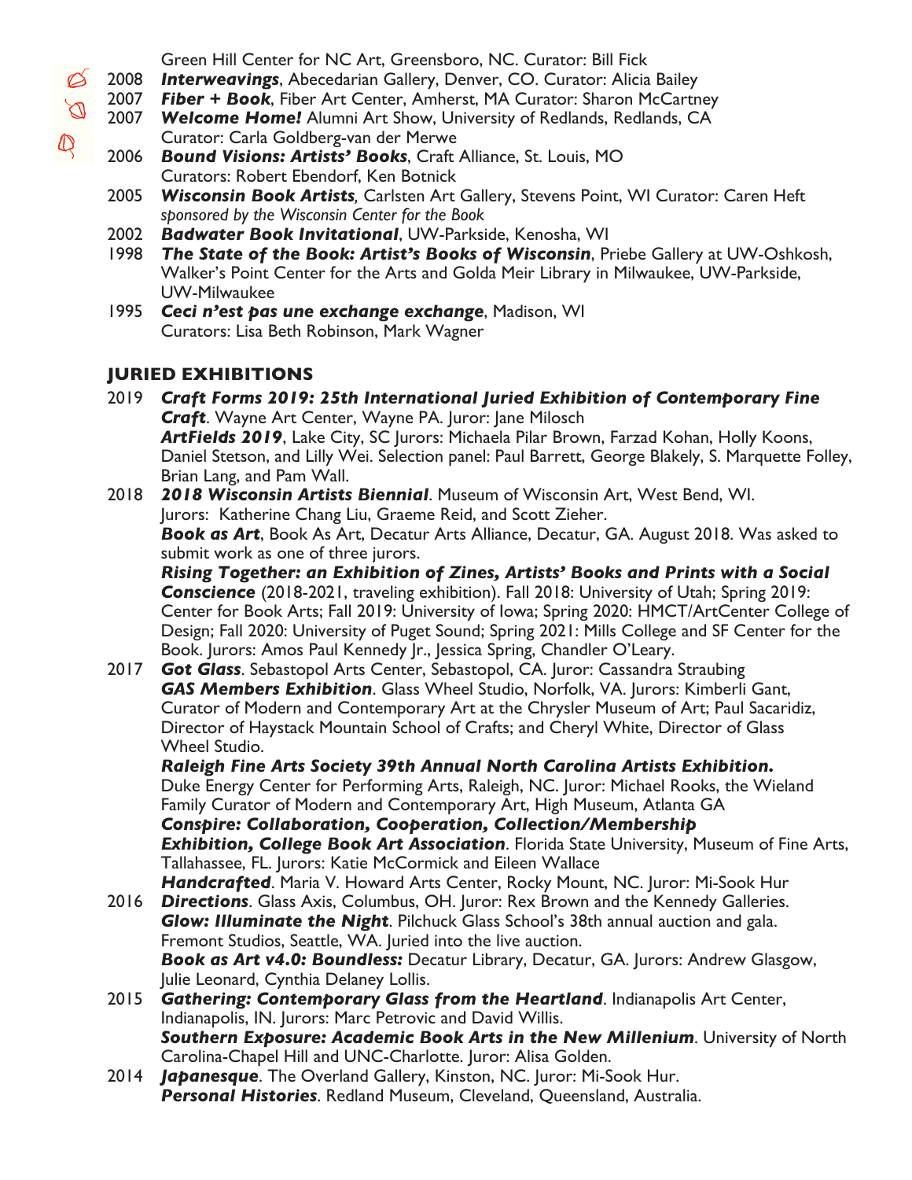Green Hill Center for NC Art, Greensboro, NC. Curator: Bill Fick

2008 ***Interweavings***, Abecedarian Gallery, Denver, CO. Curator: Alicia Bailey

2007 ***Fiber + Book***, Fiber Art Center, Amherst, MA Curator: Sharon McCartney

2007 ***Welcome Home!*** Alumni Art Show, University of Redlands, Redlands, CA Curator: Carla Goldberg-van der Merwe

2006 ***Bound Visions: Artists' Books***, Craft Alliance, St. Louis, MO Curators: Robert Ebendorf, Ken Botnick

2005 ***Wisconsin Book Artists***, Carlsten Art Gallery, Stevens Point, WI Curator: Caren Heft *sponsored by the Wisconsin Center for the Book*

2002 ***Badwater Book Invitational***, UW-Parkside, Kenosha, WI

1998 ***The State of the Book: Artist's Books of Wisconsin***, Priebe Gallery at UW-Oshkosh, Walker's Point Center for the Arts and Golda Meir Library in Milwaukee, UW-Parkside, UW-Milwaukee

1995 ***Ceci n'est pas une exchange exchange***, Madison, WI Curators: Lisa Beth Robinson, Mark Wagner

## JURIED EXHIBITIONS

2019 ***Craft Forms 2019: 25th International Juried Exhibition of Contemporary Fine Craft***. Wayne Art Center, Wayne PA. Juror: Jane Milosch
***ArtFields 2019***, Lake City, SC Jurors: Michaela Pilar Brown, Farzad Kohan, Holly Koons, Daniel Stetson, and Lilly Wei. Selection panel: Paul Barrett, George Blakely, S. Marquette Folley, Brian Lang, and Pam Wall.

2018 ***2018 Wisconsin Artists Biennial***. Museum of Wisconsin Art, West Bend, WI. Jurors: Katherine Chang Liu, Graeme Reid, and Scott Zieher.
***Book as Art***, Book As Art, Decatur Arts Alliance, Decatur, GA. August 2018. Was asked to submit work as one of three jurors.
***Rising Together: an Exhibition of Zines, Artists' Books and Prints with a Social Conscience*** (2018-2021, traveling exhibition). Fall 2018: University of Utah; Spring 2019: Center for Book Arts; Fall 2019: University of Iowa; Spring 2020: HMCT/ArtCenter College of Design; Fall 2020: University of Puget Sound; Spring 2021: Mills College and SF Center for the Book. Jurors: Amos Paul Kennedy Jr., Jessica Spring, Chandler O'Leary.

2017 ***Got Glass***. Sebastopol Arts Center, Sebastopol, CA. Juror: Cassandra Straubing
***GAS Members Exhibition***. Glass Wheel Studio, Norfolk, VA. Jurors: Kimberli Gant, Curator of Modern and Contemporary Art at the Chrysler Museum of Art; Paul Sacaridiz, Director of Haystack Mountain School of Crafts; and Cheryl White, Director of Glass Wheel Studio.
***Raleigh Fine Arts Society 39th Annual North Carolina Artists Exhibition.*** Duke Energy Center for Performing Arts, Raleigh, NC. Juror: Michael Rooks, the Wieland Family Curator of Modern and Contemporary Art, High Museum, Atlanta GA
***Conspire: Collaboration, Cooperation, Collection/Membership Exhibition, College Book Art Association***. Florida State University, Museum of Fine Arts, Tallahassee, FL. Jurors: Katie McCormick and Eileen Wallace
***Handcrafted***. Maria V. Howard Arts Center, Rocky Mount, NC. Juror: Mi-Sook Hur

2016 ***Directions***. Glass Axis, Columbus, OH. Juror: Rex Brown and the Kennedy Galleries.
***Glow: Illuminate the Night***. Pilchuck Glass School's 38th annual auction and gala. Fremont Studios, Seattle, WA. Juried into the live auction.
***Book as Art v4.0: Boundless:*** Decatur Library, Decatur, GA. Jurors: Andrew Glasgow, Julie Leonard, Cynthia Delaney Lollis.

2015 ***Gathering: Contemporary Glass from the Heartland***. Indianapolis Art Center, Indianapolis, IN. Jurors: Marc Petrovic and David Willis.
***Southern Exposure: Academic Book Arts in the New Millenium***. University of North Carolina-Chapel Hill and UNC-Charlotte. Juror: Alisa Golden.

2014 ***Japanesque***. The Overland Gallery, Kinston, NC. Juror: Mi-Sook Hur.
***Personal Histories***. Redland Museum, Cleveland, Queensland, Australia.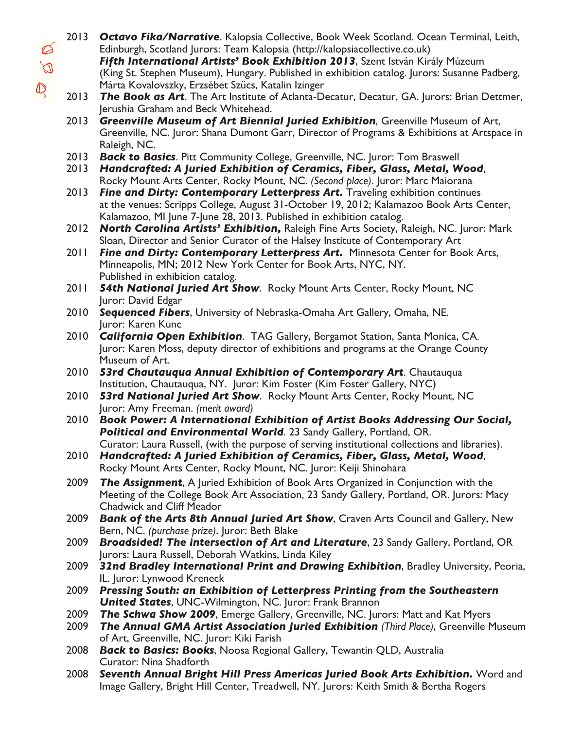2013 ***Octavo Fika/Narrative***. Kalopsia Collective, Book Week Scotland. Ocean Terminal, Leith, Edinburgh, Scotland Jurors: Team Kalopsia (http://kalopsiacollective.co.uk)
***Fifth International Artists' Book Exhibition 2013***, Szent István Király Múzeum (King St. Stephen Museum), Hungary. Published in exhibition catalog. Jurors: Susanne Padberg, Márta Kovalovszky, Erzsébet Szücs, Katalin Izinger

2013 ***The Book as Art***. The Art Institute of Atlanta-Decatur, Decatur, GA. Jurors: Brian Dettmer, Jerushia Graham and Beck Whitehead.

2013 ***Greenville Museum of Art Biennial Juried Exhibition***, Greenville Museum of Art, Greenville, NC. Juror: Shana Dumont Garr, Director of Programs & Exhibitions at Artspace in Raleigh, NC.

2013 ***Back to Basics***. Pitt Community College, Greenville, NC. Juror: Tom Braswell

2013 ***Handcrafted: A Juried Exhibition of Ceramics, Fiber, Glass, Metal, Wood***, Rocky Mount Arts Center, Rocky Mount, NC. *(Second place)*. Juror: Marc Maiorana

2013 ***Fine and Dirty: Contemporary Letterpress Art.*** Traveling exhibition continues at the venues: Scripps College, August 31-October 19, 2012; Kalamazoo Book Arts Center, Kalamazoo, MI June 7-June 28, 2013. Published in exhibition catalog.

2012 ***North Carolina Artists' Exhibition,*** Raleigh Fine Arts Society, Raleigh, NC. Juror: Mark Sloan, Director and Senior Curator of the Halsey Institute of Contemporary Art

2011 ***Fine and Dirty: Contemporary Letterpress Art.*** Minnesota Center for Book Arts, Minneapolis, MN; 2012 New York Center for Book Arts, NYC, NY. Published in exhibition catalog.

2011 ***54th National Juried Art Show***. Rocky Mount Arts Center, Rocky Mount, NC Juror: David Edgar

2010 ***Sequenced Fibers***, University of Nebraska-Omaha Art Gallery, Omaha, NE. Juror: Karen Kunc

2010 ***California Open Exhibition***. TAG Gallery, Bergamot Station, Santa Monica, CA. Juror: Karen Moss, deputy director of exhibitions and programs at the Orange County Museum of Art.

2010 ***53rd Chautauqua Annual Exhibition of Contemporary Art***. Chautauqua Institution, Chautauqua, NY. Juror: Kim Foster (Kim Foster Gallery, NYC)

2010 ***53rd National Juried Art Show***. Rocky Mount Arts Center, Rocky Mount, NC Juror: Amy Freeman. *(merit award)*

2010 ***Book Power: A International Exhibition of Artist Books Addressing Our Social, Political and Environmental World***. 23 Sandy Gallery, Portland, OR. Curator: Laura Russell, (with the purpose of serving institutional collections and libraries).

2010 ***Handcrafted: A Juried Exhibition of Ceramics, Fiber, Glass, Metal, Wood***, Rocky Mount Arts Center, Rocky Mount, NC. Juror: Keiji Shinohara

2009 ***The Assignment***, A Juried Exhibition of Book Arts Organized in Conjunction with the Meeting of the College Book Art Association, 23 Sandy Gallery, Portland, OR. Jurors: Macy Chadwick and Cliff Meador

2009 ***Bank of the Arts 8th Annual Juried Art Show***, Craven Arts Council and Gallery, New Bern, NC. *(purchase prize)*. Juror: Beth Blake

2009 ***Broadsided! The intersection of Art and Literature***, 23 Sandy Gallery, Portland, OR Jurors: Laura Russell, Deborah Watkins, Linda Kiley

2009 ***32nd Bradley International Print and Drawing Exhibition***, Bradley University, Peoria, IL. Juror: Lynwood Kreneck

2009 ***Pressing South: an Exhibition of Letterpress Printing from the Southeastern United States***, UNC-Wilmington, NC. Juror: Frank Brannon

2009 ***The Schwa Show 2009***, Emerge Gallery, Greenville, NC. Jurors: Matt and Kat Myers

2009 ***The Annual GMA Artist Association Juried Exhibition*** *(Third Place)*, Greenville Museum of Art, Greenville, NC. Juror: Kiki Farish

2008 ***Back to Basics: Books***, Noosa Regional Gallery, Tewantin QLD, Australia Curator: Nina Shadforth

2008 ***Seventh Annual Bright Hill Press Americas Juried Book Arts Exhibition.*** Word and Image Gallery, Bright Hill Center, Treadwell, NY. Jurors: Keith Smith & Bertha Rogers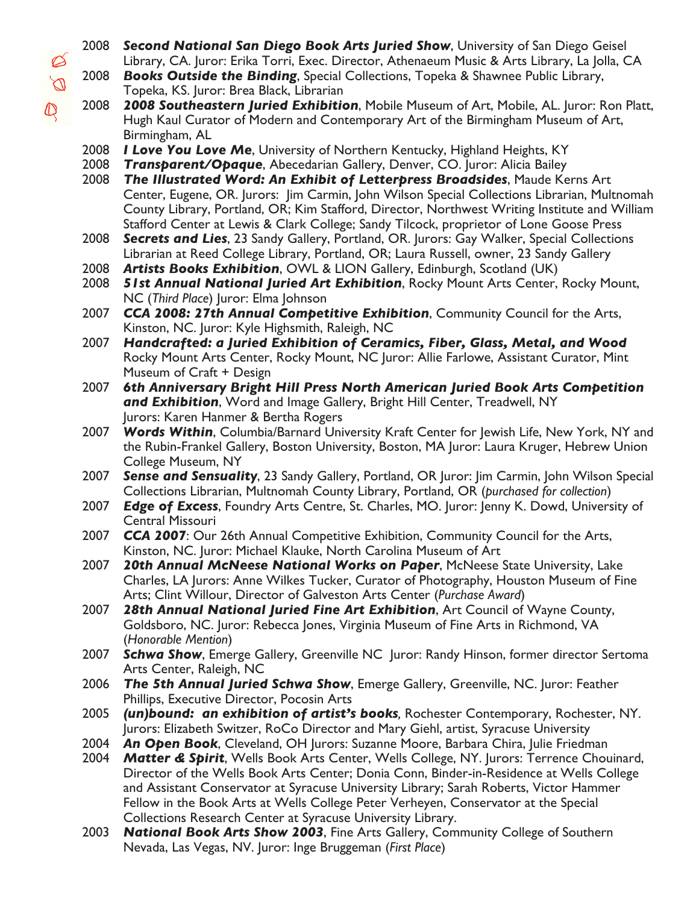2008 ***Second National San Diego Book Arts Juried Show***, University of San Diego Geisel Library, CA. Juror: Erika Torri, Exec. Director, Athenaeum Music & Arts Library, La Jolla, CA

2008 ***Books Outside the Binding***, Special Collections, Topeka & Shawnee Public Library, Topeka, KS. Juror: Brea Black, Librarian

2008 ***2008 Southeastern Juried Exhibition***, Mobile Museum of Art, Mobile, AL. Juror: Ron Platt, Hugh Kaul Curator of Modern and Contemporary Art of the Birmingham Museum of Art, Birmingham, AL

2008 ***I Love You Love Me***, University of Northern Kentucky, Highland Heights, KY

2008 ***Transparent/Opaque***, Abecedarian Gallery, Denver, CO. Juror: Alicia Bailey

2008 ***The Illustrated Word: An Exhibit of Letterpress Broadsides***, Maude Kerns Art Center, Eugene, OR. Jurors: Jim Carmin, John Wilson Special Collections Librarian, Multnomah County Library, Portland, OR; Kim Stafford, Director, Northwest Writing Institute and William Stafford Center at Lewis & Clark College; Sandy Tilcock, proprietor of Lone Goose Press

2008 ***Secrets and Lies***, 23 Sandy Gallery, Portland, OR. Jurors: Gay Walker, Special Collections Librarian at Reed College Library, Portland, OR; Laura Russell, owner, 23 Sandy Gallery

2008 ***Artists Books Exhibition***, OWL & LION Gallery, Edinburgh, Scotland (UK)

2008 ***51st Annual National Juried Art Exhibition***, Rocky Mount Arts Center, Rocky Mount, NC (*Third Place*) Juror: Elma Johnson

2007 ***CCA 2008: 27th Annual Competitive Exhibition***, Community Council for the Arts, Kinston, NC. Juror: Kyle Highsmith, Raleigh, NC

2007 ***Handcrafted: a Juried Exhibition of Ceramics, Fiber, Glass, Metal, and Wood*** Rocky Mount Arts Center, Rocky Mount, NC Juror: Allie Farlowe, Assistant Curator, Mint Museum of Craft + Design

2007 ***6th Anniversary Bright Hill Press North American Juried Book Arts Competition and Exhibition***, Word and Image Gallery, Bright Hill Center, Treadwell, NY Jurors: Karen Hanmer & Bertha Rogers

2007 ***Words Within***, Columbia/Barnard University Kraft Center for Jewish Life, New York, NY and the Rubin-Frankel Gallery, Boston University, Boston, MA Juror: Laura Kruger, Hebrew Union College Museum, NY

2007 ***Sense and Sensuality***, 23 Sandy Gallery, Portland, OR Juror: Jim Carmin, John Wilson Special Collections Librarian, Multnomah County Library, Portland, OR (*purchased for collection*)

2007 ***Edge of Excess***, Foundry Arts Centre, St. Charles, MO. Juror: Jenny K. Dowd, University of Central Missouri

2007 ***CCA 2007***: Our 26th Annual Competitive Exhibition, Community Council for the Arts, Kinston, NC. Juror: Michael Klauke, North Carolina Museum of Art

2007 ***20th Annual McNeese National Works on Paper***, McNeese State University, Lake Charles, LA Jurors: Anne Wilkes Tucker, Curator of Photography, Houston Museum of Fine Arts; Clint Willour, Director of Galveston Arts Center (*Purchase Award*)

2007 ***28th Annual National Juried Fine Art Exhibition***, Art Council of Wayne County, Goldsboro, NC. Juror: Rebecca Jones, Virginia Museum of Fine Arts in Richmond, VA (*Honorable Mention*)

2007 ***Schwa Show***, Emerge Gallery, Greenville NC Juror: Randy Hinson, former director Sertoma Arts Center, Raleigh, NC

2006 ***The 5th Annual Juried Schwa Show***, Emerge Gallery, Greenville, NC. Juror: Feather Phillips, Executive Director, Pocosin Arts

2005 ***(un)bound: an exhibition of artist's books***, Rochester Contemporary, Rochester, NY. Jurors: Elizabeth Switzer, RoCo Director and Mary Giehl, artist, Syracuse University

2004 ***An Open Book***, Cleveland, OH Jurors: Suzanne Moore, Barbara Chira, Julie Friedman

2004 ***Matter & Spirit***, Wells Book Arts Center, Wells College, NY. Jurors: Terrence Chouinard, Director of the Wells Book Arts Center; Donia Conn, Binder-in-Residence at Wells College and Assistant Conservator at Syracuse University Library; Sarah Roberts, Victor Hammer Fellow in the Book Arts at Wells College Peter Verheyen, Conservator at the Special Collections Research Center at Syracuse University Library.

2003 ***National Book Arts Show 2003***, Fine Arts Gallery, Community College of Southern Nevada, Las Vegas, NV. Juror: Inge Bruggeman (*First Place*)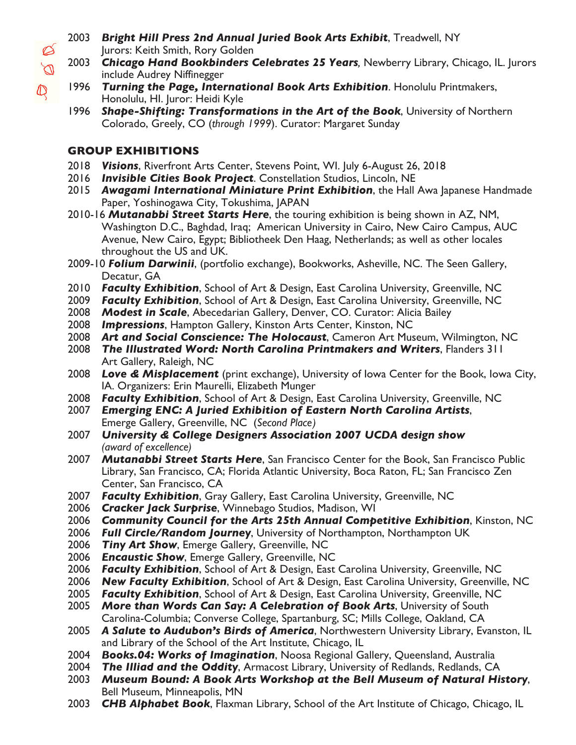- 2003 ***Bright Hill Press 2nd Annual Juried Book Arts Exhibit***, Treadwell, NY Jurors: Keith Smith, Rory Golden
- 2003 ***Chicago Hand Bookbinders Celebrates 25 Years***, Newberry Library, Chicago, IL. Jurors include Audrey Niffinegger
- 1996 ***Turning the Page, International Book Arts Exhibition***. Honolulu Printmakers, Honolulu, HI. Juror: Heidi Kyle
- 1996 ***Shape-Shifting: Transformations in the Art of the Book***, University of Northern Colorado, Greely, CO (*through 1999*). Curator: Margaret Sunday

## GROUP EXHIBITIONS

- 2018 ***Visions***, Riverfront Arts Center, Stevens Point, WI. July 6-August 26, 2018
- 2016 ***Invisible Cities Book Project***. Constellation Studios, Lincoln, NE
- 2015 ***Awagami International Miniature Print Exhibition***, the Hall Awa Japanese Handmade Paper, Yoshinogawa City, Tokushima, JAPAN
- 2010-16 ***Mutanabbi Street Starts Here***, the touring exhibition is being shown in AZ, NM, Washington D.C., Baghdad, Iraq; American University in Cairo, New Cairo Campus, AUC Avenue, New Cairo, Egypt; Bibliotheek Den Haag, Netherlands; as well as other locales throughout the US and UK.
- 2009-10 ***Folium Darwinii***, (portfolio exchange), Bookworks, Asheville, NC. The Seen Gallery, Decatur, GA
- 2010 ***Faculty Exhibition***, School of Art & Design, East Carolina University, Greenville, NC
- 2009 ***Faculty Exhibition***, School of Art & Design, East Carolina University, Greenville, NC
- 2008 ***Modest in Scale***, Abecedarian Gallery, Denver, CO. Curator: Alicia Bailey
- 2008 ***Impressions***, Hampton Gallery, Kinston Arts Center, Kinston, NC
- 2008 ***Art and Social Conscience: The Holocaust***, Cameron Art Museum, Wilmington, NC
- 2008 ***The Illustrated Word: North Carolina Printmakers and Writers***, Flanders 311 Art Gallery, Raleigh, NC
- 2008 ***Love & Misplacement*** (print exchange), University of Iowa Center for the Book, Iowa City, IA. Organizers: Erin Maurelli, Elizabeth Munger
- 2008 ***Faculty Exhibition***, School of Art & Design, East Carolina University, Greenville, NC
- 2007 ***Emerging ENC: A Juried Exhibition of Eastern North Carolina Artists***, Emerge Gallery, Greenville, NC (*Second Place)*
- 2007 ***University & College Designers Association 2007 UCDA design show*** *(award of excellence)*
- 2007 ***Mutanabbi Street Starts Here***, San Francisco Center for the Book, San Francisco Public Library, San Francisco, CA; Florida Atlantic University, Boca Raton, FL; San Francisco Zen Center, San Francisco, CA
- 2007 ***Faculty Exhibition***, Gray Gallery, East Carolina University, Greenville, NC
- 2006 ***Cracker Jack Surprise***, Winnebago Studios, Madison, WI
- 2006 ***Community Council for the Arts 25th Annual Competitive Exhibition***, Kinston, NC
- 2006 ***Full Circle/Random Journey***, University of Northampton, Northampton UK
- 2006 ***Tiny Art Show***, Emerge Gallery, Greenville, NC
- 2006 ***Encaustic Show***, Emerge Gallery, Greenville, NC
- 2006 ***Faculty Exhibition***, School of Art & Design, East Carolina University, Greenville, NC
- 2006 ***New Faculty Exhibition***, School of Art & Design, East Carolina University, Greenville, NC
- 2005 ***Faculty Exhibition***, School of Art & Design, East Carolina University, Greenville, NC
- 2005 ***More than Words Can Say: A Celebration of Book Arts***, University of South Carolina-Columbia; Converse College, Spartanburg, SC; Mills College, Oakland, CA
- 2005 ***A Salute to Audubon's Birds of America***, Northwestern University Library, Evanston, IL and Library of the School of the Art Institute, Chicago, IL
- 2004 ***Books.04: Works of Imagination***, Noosa Regional Gallery, Queensland, Australia
- 2004 ***The Illiad and the Oddity***, Armacost Library, University of Redlands, Redlands, CA
- 2003 ***Museum Bound: A Book Arts Workshop at the Bell Museum of Natural History***, Bell Museum, Minneapolis, MN
- 2003 ***CHB Alphabet Book***, Flaxman Library, School of the Art Institute of Chicago, Chicago, IL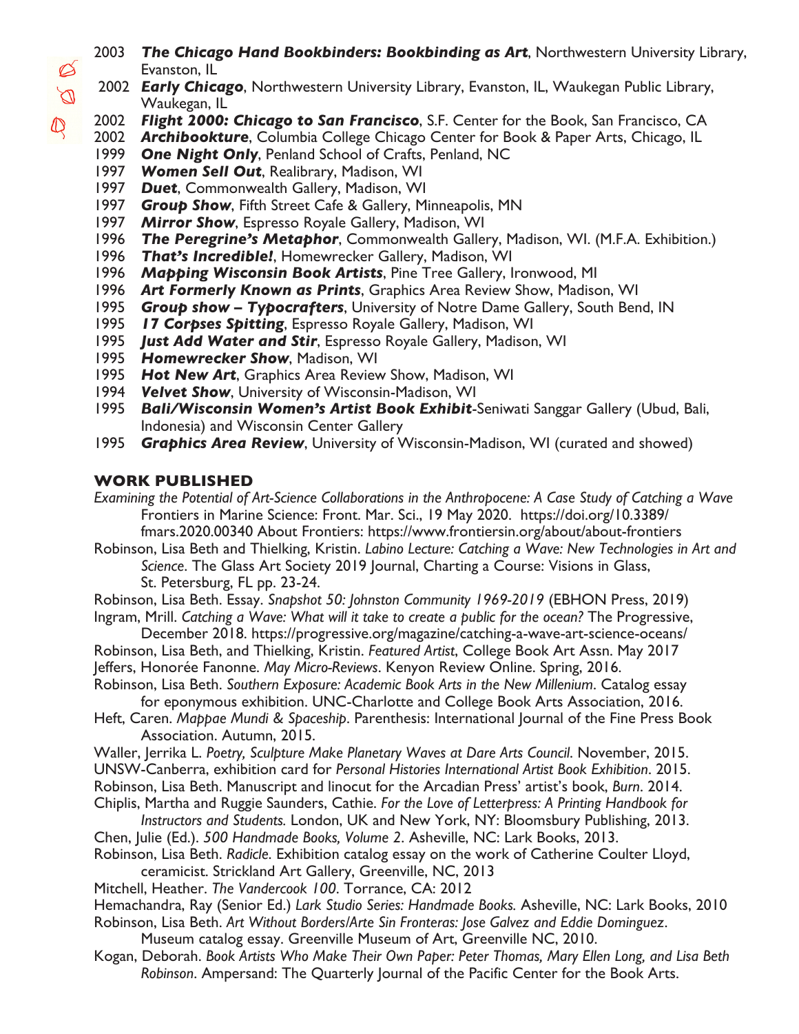- 2003 ***The Chicago Hand Bookbinders: Bookbinding as Art***, Northwestern University Library, Evanston, IL
- 2002 ***Early Chicago***, Northwestern University Library, Evanston, IL, Waukegan Public Library, Waukegan, IL
- 2002 ***Flight 2000: Chicago to San Francisco***, S.F. Center for the Book, San Francisco, CA
- 2002 ***Archibookture***, Columbia College Chicago Center for Book & Paper Arts, Chicago, IL
- 1999 ***One Night Only***, Penland School of Crafts, Penland, NC
- 1997 ***Women Sell Out***, Realibrary, Madison, WI
- 1997 ***Duet***, Commonwealth Gallery, Madison, WI
- 1997 ***Group Show***, Fifth Street Cafe & Gallery, Minneapolis, MN
- 1997 ***Mirror Show***, Espresso Royale Gallery, Madison, WI
- 1996 ***The Peregrine's Metaphor***, Commonwealth Gallery, Madison, WI. (M.F.A. Exhibition.)
- 1996 ***That's Incredible!***, Homewrecker Gallery, Madison, WI
- 1996 ***Mapping Wisconsin Book Artists***, Pine Tree Gallery, Ironwood, MI
- 1996 ***Art Formerly Known as Prints***, Graphics Area Review Show, Madison, WI
- 1995 ***Group show – Typocrafters***, University of Notre Dame Gallery, South Bend, IN
- 1995 ***17 Corpses Spitting***, Espresso Royale Gallery, Madison, WI
- 1995 ***Just Add Water and Stir***, Espresso Royale Gallery, Madison, WI
- 1995 ***Homewrecker Show***, Madison, WI
- 1995 ***Hot New Art***, Graphics Area Review Show, Madison, WI
- 1994 ***Velvet Show***, University of Wisconsin-Madison, WI
- 1995 ***Bali/Wisconsin Women's Artist Book Exhibit***-Seniwati Sanggar Gallery (Ubud, Bali, Indonesia) and Wisconsin Center Gallery
- 1995 ***Graphics Area Review***, University of Wisconsin-Madison, WI (curated and showed)

## WORK PUBLISHED

*Examining the Potential of Art-Science Collaborations in the Anthropocene: A Case Study of Catching a Wave* Frontiers in Marine Science: Front. Mar. Sci., 19 May 2020. https://doi.org/10.3389/fmars.2020.00340 About Frontiers: https://www.frontiersin.org/about/about-frontiers

Robinson, Lisa Beth and Thielking, Kristin. *Labino Lecture: Catching a Wave: New Technologies in Art and Science*. The Glass Art Society 2019 Journal, Charting a Course: Visions in Glass, St. Petersburg, FL pp. 23-24.

Robinson, Lisa Beth. Essay. *Snapshot 50: Johnston Community 1969-2019* (EBHON Press, 2019)

Ingram, Mrill. *Catching a Wave: What will it take to create a public for the ocean?* The Progressive, December 2018. https://progressive.org/magazine/catching-a-wave-art-science-oceans/

Robinson, Lisa Beth, and Thielking, Kristin. *Featured Artist*, College Book Art Assn. May 2017

Jeffers, Honorée Fanonne. *May Micro-Reviews*. Kenyon Review Online. Spring, 2016.

Robinson, Lisa Beth. *Southern Exposure: Academic Book Arts in the New Millenium*. Catalog essay for eponymous exhibition. UNC-Charlotte and College Book Arts Association, 2016.

Heft, Caren. *Mappae Mundi & Spaceship*. Parenthesis: International Journal of the Fine Press Book Association. Autumn, 2015.

Waller, Jerrika L. *Poetry, Sculpture Make Planetary Waves at Dare Arts Council*. November, 2015.

UNSW-Canberra, exhibition card for *Personal Histories International Artist Book Exhibition*. 2015.

Robinson, Lisa Beth. Manuscript and linocut for the Arcadian Press' artist's book, *Burn*. 2014.

Chiplis, Martha and Ruggie Saunders, Cathie. *For the Love of Letterpress: A Printing Handbook for Instructors and Students.* London, UK and New York, NY: Bloomsbury Publishing, 2013.

Chen, Julie (Ed.). *500 Handmade Books, Volume 2*. Asheville, NC: Lark Books, 2013.

Robinson, Lisa Beth. *Radicle*. Exhibition catalog essay on the work of Catherine Coulter Lloyd, ceramicist. Strickland Art Gallery, Greenville, NC, 2013

Mitchell, Heather. *The Vandercook 100*. Torrance, CA: 2012

Hemachandra, Ray (Senior Ed.) *Lark Studio Series: Handmade Books.* Asheville, NC: Lark Books, 2010

Robinson, Lisa Beth. *Art Without Borders/Arte Sin Fronteras: Jose Galvez and Eddie Dominguez*. Museum catalog essay. Greenville Museum of Art, Greenville NC, 2010.

Kogan, Deborah. *Book Artists Who Make Their Own Paper: Peter Thomas, Mary Ellen Long, and Lisa Beth Robinson*. Ampersand: The Quarterly Journal of the Pacific Center for the Book Arts.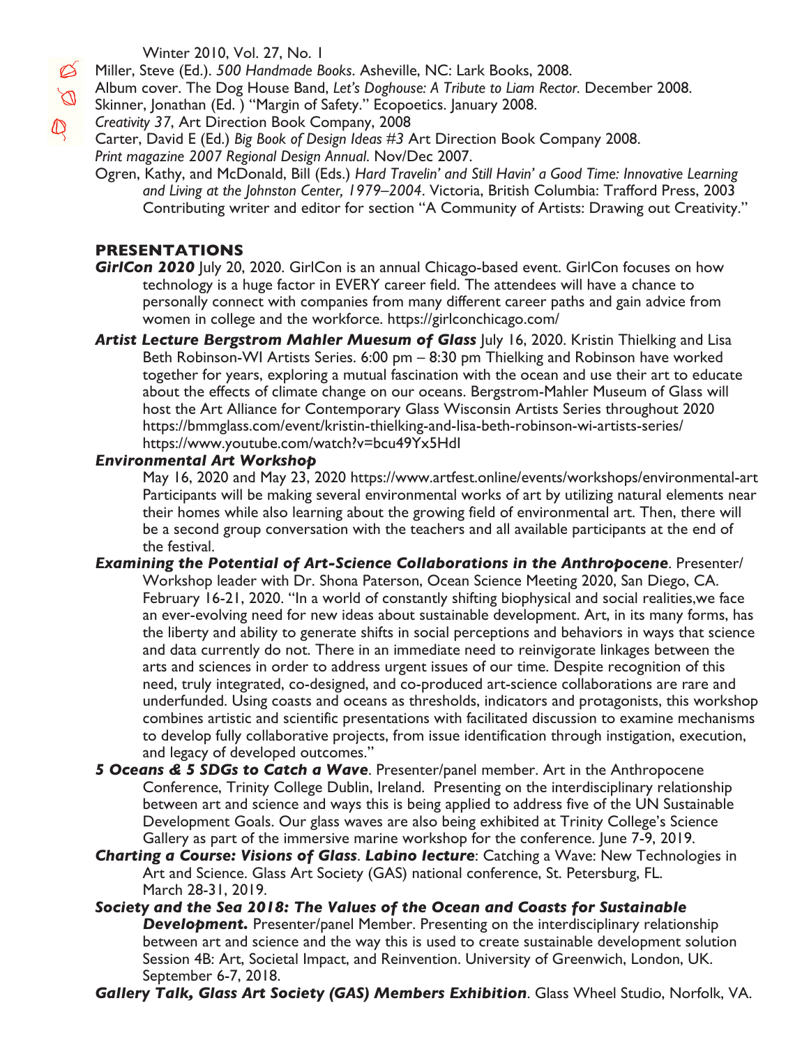Winter 2010, Vol. 27, No. 1

Miller, Steve (Ed.). *500 Handmade Books*. Asheville, NC: Lark Books, 2008.

Album cover. The Dog House Band, *Let's Doghouse: A Tribute to Liam Rector.* December 2008.

Skinner, Jonathan (Ed. ) "Margin of Safety." Ecopoetics. January 2008.

*Creativity 37*, Art Direction Book Company, 2008

Carter, David E (Ed.) *Big Book of Design Ideas #3* Art Direction Book Company 2008.

*Print magazine 2007 Regional Design Annual*. Nov/Dec 2007.

Ogren, Kathy, and McDonald, Bill (Eds.) *Hard Travelin' and Still Havin' a Good Time: Innovative Learning and Living at the Johnston Center, 1979–2004*. Victoria, British Columbia: Trafford Press, 2003 Contributing writer and editor for section "A Community of Artists: Drawing out Creativity."

## PRESENTATIONS

***GirlCon 2020*** July 20, 2020. GirlCon is an annual Chicago-based event. GirlCon focuses on how technology is a huge factor in EVERY career field. The attendees will have a chance to personally connect with companies from many different career paths and gain advice from women in college and the workforce. https://girlconchicago.com/

***Artist Lecture Bergstrom Mahler Muesum of Glass*** July 16, 2020. Kristin Thielking and Lisa Beth Robinson-WI Artists Series. 6:00 pm – 8:30 pm Thielking and Robinson have worked together for years, exploring a mutual fascination with the ocean and use their art to educate about the effects of climate change on our oceans. Bergstrom-Mahler Museum of Glass will host the Art Alliance for Contemporary Glass Wisconsin Artists Series throughout 2020 https://bmmglass.com/event/kristin-thielking-and-lisa-beth-robinson-wi-artists-series/ https://www.youtube.com/watch?v=bcu49Yx5HdI

***Environmental Art Workshop***

May 16, 2020 and May 23, 2020 https://www.artfest.online/events/workshops/environmental-art Participants will be making several environmental works of art by utilizing natural elements near their homes while also learning about the growing field of environmental art. Then, there will be a second group conversation with the teachers and all available participants at the end of the festival.

***Examining the Potential of Art-Science Collaborations in the Anthropocene***. Presenter/ Workshop leader with Dr. Shona Paterson, Ocean Science Meeting 2020, San Diego, CA. February 16-21, 2020. "In a world of constantly shifting biophysical and social realities,we face an ever-evolving need for new ideas about sustainable development. Art, in its many forms, has the liberty and ability to generate shifts in social perceptions and behaviors in ways that science and data currently do not. There in an immediate need to reinvigorate linkages between the arts and sciences in order to address urgent issues of our time. Despite recognition of this need, truly integrated, co-designed, and co-produced art-science collaborations are rare and underfunded. Using coasts and oceans as thresholds, indicators and protagonists, this workshop combines artistic and scientific presentations with facilitated discussion to examine mechanisms to develop fully collaborative projects, from issue identification through instigation, execution, and legacy of developed outcomes."

***5 Oceans & 5 SDGs to Catch a Wave***. Presenter/panel member. Art in the Anthropocene Conference, Trinity College Dublin, Ireland. Presenting on the interdisciplinary relationship between art and science and ways this is being applied to address five of the UN Sustainable Development Goals. Our glass waves are also being exhibited at Trinity College's Science Gallery as part of the immersive marine workshop for the conference. June 7-9, 2019.

***Charting a Course: Visions of Glass***. ***Labino lecture***: Catching a Wave: New Technologies in Art and Science. Glass Art Society (GAS) national conference, St. Petersburg, FL. March 28-31, 2019.

***Society and the Sea 2018: The Values of the Ocean and Coasts for Sustainable Development.*** Presenter/panel Member. Presenting on the interdisciplinary relationship between art and science and the way this is used to create sustainable development solution Session 4B: Art, Societal Impact, and Reinvention. University of Greenwich, London, UK. September 6-7, 2018.

***Gallery Talk, Glass Art Society (GAS) Members Exhibition***. Glass Wheel Studio, Norfolk, VA.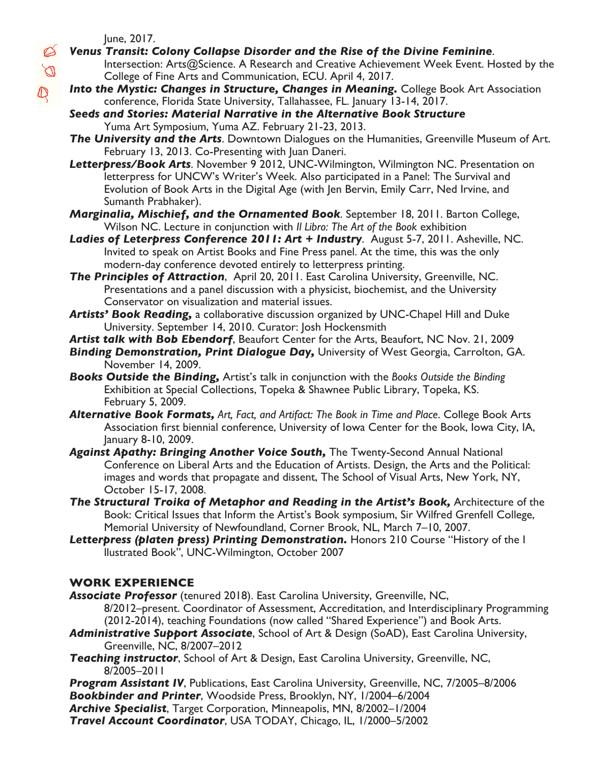June, 2017.

***Venus Transit: Colony Collapse Disorder and the Rise of the Divine Feminine***. Intersection: Arts@Science. A Research and Creative Achievement Week Event. Hosted by the College of Fine Arts and Communication, ECU. April 4, 2017.

***Into the Mystic: Changes in Structure, Changes in Meaning.*** College Book Art Association conference, Florida State University, Tallahassee, FL. January 13-14, 2017.

***Seeds and Stories: Material Narrative in the Alternative Book Structure*** Yuma Art Symposium, Yuma AZ. February 21-23, 2013.

***The University and the Arts***. Downtown Dialogues on the Humanities, Greenville Museum of Art. February 13, 2013. Co-Presenting with Juan Daneri.

***Letterpress/Book Arts***. November 9 2012, UNC-Wilmington, Wilmington NC. Presentation on letterpress for UNCW's Writer's Week. Also participated in a Panel: The Survival and Evolution of Book Arts in the Digital Age (with Jen Bervin, Emily Carr, Ned Irvine, and Sumanth Prabhaker).

***Marginalia, Mischief, and the Ornamented Book***. September 18, 2011. Barton College, Wilson NC. Lecture in conjunction with *Il Libro: The Art of the Book* exhibition

***Ladies of Leterpress Conference 2011: Art + Industry***. August 5-7, 2011. Asheville, NC. Invited to speak on Artist Books and Fine Press panel. At the time, this was the only modern-day conference devoted entirely to letterpress printing.

***The Principles of Attraction***, April 20, 2011. East Carolina University, Greenville, NC. Presentations and a panel discussion with a physicist, biochemist, and the University Conservator on visualization and material issues.

***Artists' Book Reading,*** a collaborative discussion organized by UNC-Chapel Hill and Duke University. September 14, 2010. Curator: Josh Hockensmith

***Artist talk with Bob Ebendorf***, Beaufort Center for the Arts, Beaufort, NC Nov. 21, 2009

***Binding Demonstration, Print Dialogue Day,*** University of West Georgia, Carrolton, GA. November 14, 2009.

***Books Outside the Binding,*** Artist's talk in conjunction with the *Books Outside the Binding* Exhibition at Special Collections, Topeka & Shawnee Public Library, Topeka, KS. February 5, 2009.

***Alternative Book Formats,*** *Art, Fact, and Artifact: The Book in Time and Place*. College Book Arts Association first biennial conference, University of Iowa Center for the Book, Iowa City, IA, January 8-10, 2009.

***Against Apathy: Bringing Another Voice South,*** The Twenty-Second Annual National Conference on Liberal Arts and the Education of Artists. Design, the Arts and the Political: images and words that propagate and dissent, The School of Visual Arts, New York, NY, October 15-17, 2008.

***The Structural Troika of Metaphor and Reading in the Artist's Book,*** Architecture of the Book: Critical Issues that Inform the Artist's Book symposium, Sir Wilfred Grenfell College, Memorial University of Newfoundland, Corner Brook, NL, March 7–10, 2007.

***Letterpress (platen press) Printing Demonstration.*** Honors 210 Course "History of the I llustrated Book", UNC-Wilmington, October 2007

## WORK EXPERIENCE

***Associate Professor*** (tenured 2018). East Carolina University, Greenville, NC, 8/2012–present. Coordinator of Assessment, Accreditation, and Interdisciplinary Programming (2012-2014), teaching Foundations (now called "Shared Experience") and Book Arts.

***Administrative Support Associate***, School of Art & Design (SoAD), East Carolina University, Greenville, NC, 8/2007–2012

***Teaching instructor***, School of Art & Design, East Carolina University, Greenville, NC, 8/2005–2011

***Program Assistant IV***, Publications, East Carolina University, Greenville, NC, 7/2005–8/2006

***Bookbinder and Printer***, Woodside Press, Brooklyn, NY, 1/2004–6/2004

***Archive Specialist***, Target Corporation, Minneapolis, MN, 8/2002–1/2004

***Travel Account Coordinator***, USA TODAY, Chicago, IL, 1/2000–5/2002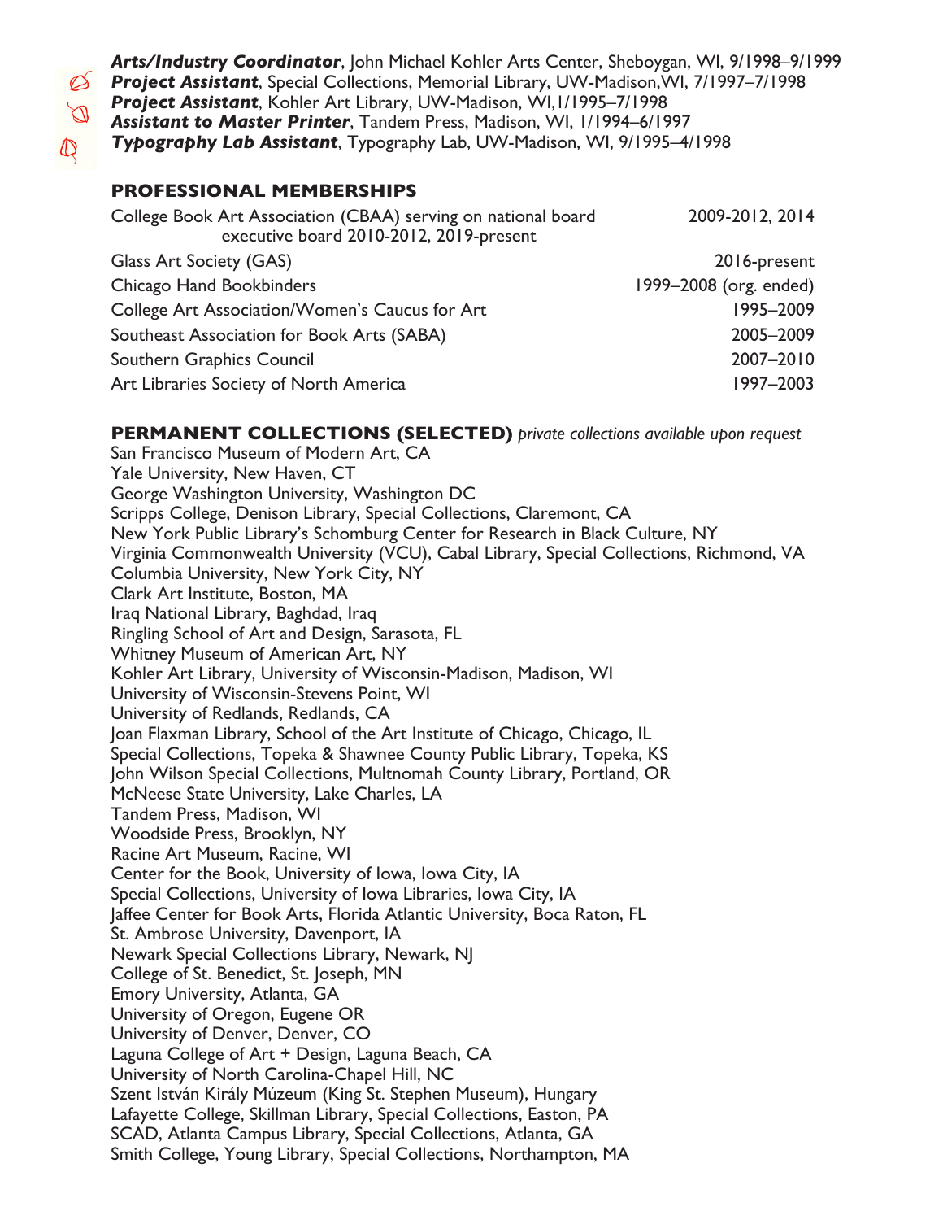***Arts/Industry Coordinator***, John Michael Kohler Arts Center, Sheboygan, WI, 9/1998–9/1999
***Project Assistant***, Special Collections, Memorial Library, UW-Madison,WI, 7/1997–7/1998
***Project Assistant***, Kohler Art Library, UW-Madison, WI,1/1995–7/1998
***Assistant to Master Printer***, Tandem Press, Madison, WI, 1/1994–6/1997
***Typography Lab Assistant***, Typography Lab, UW-Madison, WI, 9/1995–4/1998

## PROFESSIONAL MEMBERSHIPS

| | |
|---|---|
| College Book Art Association (CBAA) serving on national board executive board 2010-2012, 2019-present | 2009-2012, 2014 |
| Glass Art Society (GAS) | 2016-present |
| Chicago Hand Bookbinders | 1999–2008 (org. ended) |
| College Art Association/Women's Caucus for Art | 1995–2009 |
| Southeast Association for Book Arts (SABA) | 2005–2009 |
| Southern Graphics Council | 2007–2010 |
| Art Libraries Society of North America | 1997–2003 |

## PERMANENT COLLECTIONS (SELECTED) *private collections available upon request*

San Francisco Museum of Modern Art, CA
Yale University, New Haven, CT
George Washington University, Washington DC
Scripps College, Denison Library, Special Collections, Claremont, CA
New York Public Library's Schomburg Center for Research in Black Culture, NY
Virginia Commonwealth University (VCU), Cabal Library, Special Collections, Richmond, VA
Columbia University, New York City, NY
Clark Art Institute, Boston, MA
Iraq National Library, Baghdad, Iraq
Ringling School of Art and Design, Sarasota, FL
Whitney Museum of American Art, NY
Kohler Art Library, University of Wisconsin-Madison, Madison, WI
University of Wisconsin-Stevens Point, WI
University of Redlands, Redlands, CA
Joan Flaxman Library, School of the Art Institute of Chicago, Chicago, IL
Special Collections, Topeka & Shawnee County Public Library, Topeka, KS
John Wilson Special Collections, Multnomah County Library, Portland, OR
McNeese State University, Lake Charles, LA
Tandem Press, Madison, WI
Woodside Press, Brooklyn, NY
Racine Art Museum, Racine, WI
Center for the Book, University of Iowa, Iowa City, IA
Special Collections, University of Iowa Libraries, Iowa City, IA
Jaffee Center for Book Arts, Florida Atlantic University, Boca Raton, FL
St. Ambrose University, Davenport, IA
Newark Special Collections Library, Newark, NJ
College of St. Benedict, St. Joseph, MN
Emory University, Atlanta, GA
University of Oregon, Eugene OR
University of Denver, Denver, CO
Laguna College of Art + Design, Laguna Beach, CA
University of North Carolina-Chapel Hill, NC
Szent István Király Múzeum (King St. Stephen Museum), Hungary
Lafayette College, Skillman Library, Special Collections, Easton, PA
SCAD, Atlanta Campus Library, Special Collections, Atlanta, GA
Smith College, Young Library, Special Collections, Northampton, MA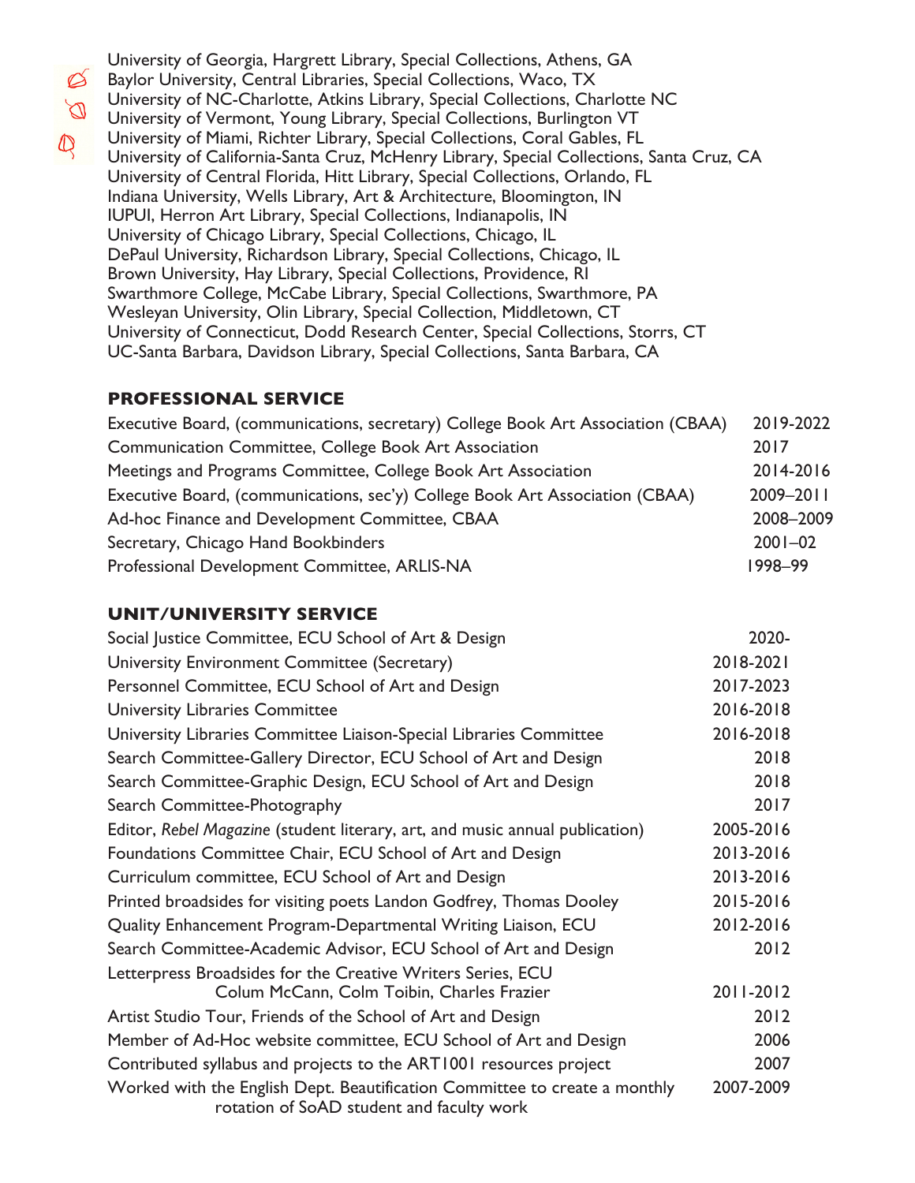University of Georgia, Hargrett Library, Special Collections, Athens, GA
Baylor University, Central Libraries, Special Collections, Waco, TX
University of NC-Charlotte, Atkins Library, Special Collections, Charlotte NC
University of Vermont, Young Library, Special Collections, Burlington VT
University of Miami, Richter Library, Special Collections, Coral Gables, FL
University of California-Santa Cruz, McHenry Library, Special Collections, Santa Cruz, CA
University of Central Florida, Hitt Library, Special Collections, Orlando, FL
Indiana University, Wells Library, Art & Architecture, Bloomington, IN
IUPUI, Herron Art Library, Special Collections, Indianapolis, IN
University of Chicago Library, Special Collections, Chicago, IL
DePaul University, Richardson Library, Special Collections, Chicago, IL
Brown University, Hay Library, Special Collections, Providence, RI
Swarthmore College, McCabe Library, Special Collections, Swarthmore, PA
Wesleyan University, Olin Library, Special Collection, Middletown, CT
University of Connecticut, Dodd Research Center, Special Collections, Storrs, CT
UC-Santa Barbara, Davidson Library, Special Collections, Santa Barbara, CA

## PROFESSIONAL SERVICE

| | |
|---|---|
| Executive Board, (communications, secretary) College Book Art Association (CBAA) | 2019-2022 |
| Communication Committee, College Book Art Association | 2017 |
| Meetings and Programs Committee, College Book Art Association | 2014-2016 |
| Executive Board, (communications, sec'y) College Book Art Association (CBAA) | 2009–2011 |
| Ad-hoc Finance and Development Committee, CBAA | 2008–2009 |
| Secretary, Chicago Hand Bookbinders | 2001–02 |
| Professional Development Committee, ARLIS-NA | 1998–99 |

## UNIT/UNIVERSITY SERVICE

| | |
|---|---|
| Social Justice Committee, ECU School of Art & Design | 2020- |
| University Environment Committee (Secretary) | 2018-2021 |
| Personnel Committee, ECU School of Art and Design | 2017-2023 |
| University Libraries Committee | 2016-2018 |
| University Libraries Committee Liaison-Special Libraries Committee | 2016-2018 |
| Search Committee-Gallery Director, ECU School of Art and Design | 2018 |
| Search Committee-Graphic Design, ECU School of Art and Design | 2018 |
| Search Committee-Photography | 2017 |
| Editor, *Rebel Magazine* (student literary, art, and music annual publication) | 2005-2016 |
| Foundations Committee Chair, ECU School of Art and Design | 2013-2016 |
| Curriculum committee, ECU School of Art and Design | 2013-2016 |
| Printed broadsides for visiting poets Landon Godfrey, Thomas Dooley | 2015-2016 |
| Quality Enhancement Program-Departmental Writing Liaison, ECU | 2012-2016 |
| Search Committee-Academic Advisor, ECU School of Art and Design | 2012 |
| Letterpress Broadsides for the Creative Writers Series, ECU Colum McCann, Colm Toibin, Charles Frazier | 2011-2012 |
| Artist Studio Tour, Friends of the School of Art and Design | 2012 |
| Member of Ad-Hoc website committee, ECU School of Art and Design | 2006 |
| Contributed syllabus and projects to the ART1001 resources project | 2007 |
| Worked with the English Dept. Beautification Committee to create a monthly rotation of SoAD student and faculty work | 2007-2009 |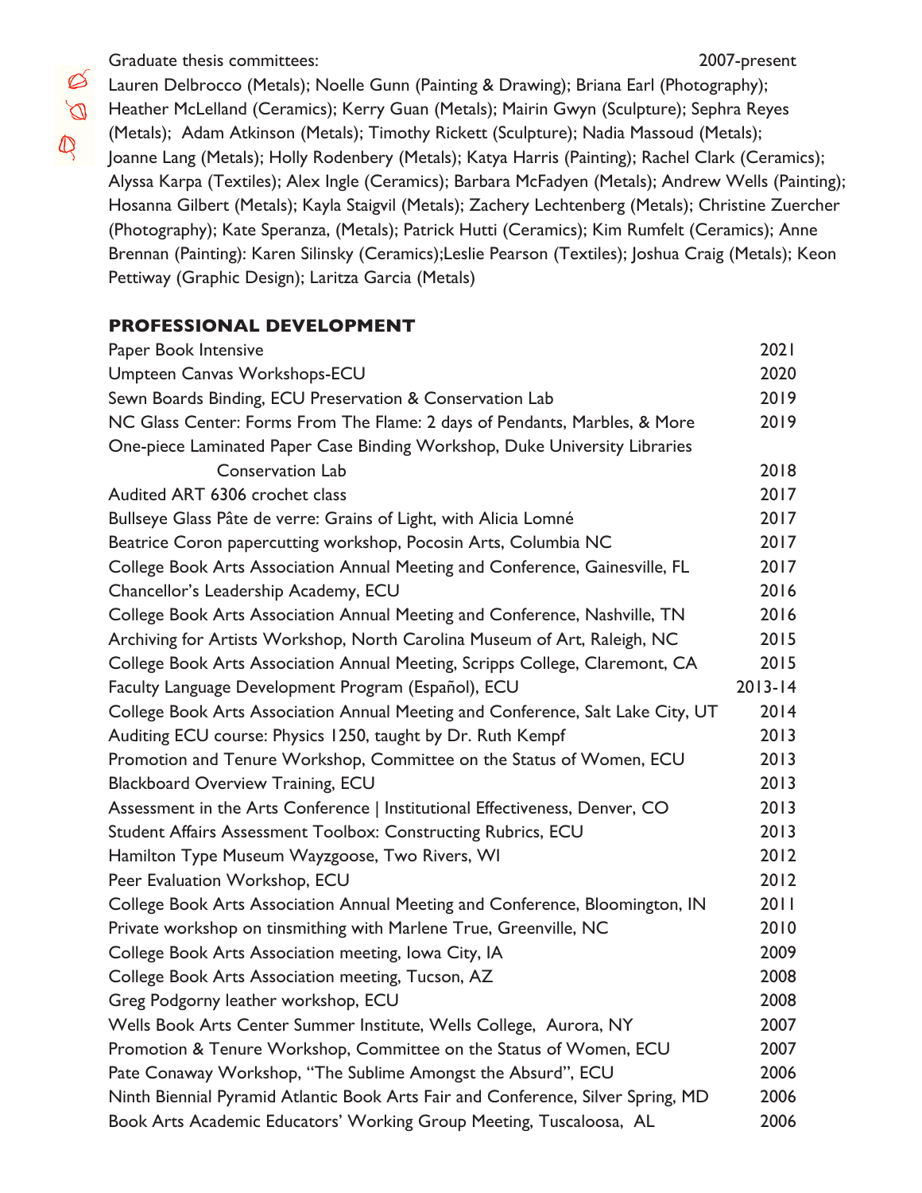Graduate thesis committees: 2007-present

Lauren Delbrocco (Metals); Noelle Gunn (Painting & Drawing); Briana Earl (Photography); Heather McLelland (Ceramics); Kerry Guan (Metals); Mairin Gwyn (Sculpture); Sephra Reyes (Metals); Adam Atkinson (Metals); Timothy Rickett (Sculpture); Nadia Massoud (Metals); Joanne Lang (Metals); Holly Rodenbery (Metals); Katya Harris (Painting); Rachel Clark (Ceramics); Alyssa Karpa (Textiles); Alex Ingle (Ceramics); Barbara McFadyen (Metals); Andrew Wells (Painting); Hosanna Gilbert (Metals); Kayla Staigvil (Metals); Zachery Lechtenberg (Metals); Christine Zuercher (Photography); Kate Speranza, (Metals); Patrick Hutti (Ceramics); Kim Rumfelt (Ceramics); Anne Brennan (Painting): Karen Silinsky (Ceramics);Leslie Pearson (Textiles); Joshua Craig (Metals); Keon Pettiway (Graphic Design); Laritza Garcia (Metals)

## PROFESSIONAL DEVELOPMENT

| | |
|---|---|
| Paper Book Intensive | 2021 |
| Umpteen Canvas Workshops-ECU | 2020 |
| Sewn Boards Binding, ECU Preservation & Conservation Lab | 2019 |
| NC Glass Center: Forms From The Flame: 2 days of Pendants, Marbles, & More | 2019 |
| One-piece Laminated Paper Case Binding Workshop, Duke University Libraries Conservation Lab | 2018 |
| Audited ART 6306 crochet class | 2017 |
| Bullseye Glass Pâte de verre: Grains of Light, with Alicia Lomné | 2017 |
| Beatrice Coron papercutting workshop, Pocosin Arts, Columbia NC | 2017 |
| College Book Arts Association Annual Meeting and Conference, Gainesville, FL | 2017 |
| Chancellor's Leadership Academy, ECU | 2016 |
| College Book Arts Association Annual Meeting and Conference, Nashville, TN | 2016 |
| Archiving for Artists Workshop, North Carolina Museum of Art, Raleigh, NC | 2015 |
| College Book Arts Association Annual Meeting, Scripps College, Claremont, CA | 2015 |
| Faculty Language Development Program (Español), ECU | 2013-14 |
| College Book Arts Association Annual Meeting and Conference, Salt Lake City, UT | 2014 |
| Auditing ECU course: Physics 1250, taught by Dr. Ruth Kempf | 2013 |
| Promotion and Tenure Workshop, Committee on the Status of Women, ECU | 2013 |
| Blackboard Overview Training, ECU | 2013 |
| Assessment in the Arts Conference \| Institutional Effectiveness, Denver, CO | 2013 |
| Student Affairs Assessment Toolbox: Constructing Rubrics, ECU | 2013 |
| Hamilton Type Museum Wayzgoose, Two Rivers, WI | 2012 |
| Peer Evaluation Workshop, ECU | 2012 |
| College Book Arts Association Annual Meeting and Conference, Bloomington, IN | 2011 |
| Private workshop on tinsmithing with Marlene True, Greenville, NC | 2010 |
| College Book Arts Association meeting, Iowa City, IA | 2009 |
| College Book Arts Association meeting, Tucson, AZ | 2008 |
| Greg Podgorny leather workshop, ECU | 2008 |
| Wells Book Arts Center Summer Institute, Wells College, Aurora, NY | 2007 |
| Promotion & Tenure Workshop, Committee on the Status of Women, ECU | 2007 |
| Pate Conaway Workshop, "The Sublime Amongst the Absurd", ECU | 2006 |
| Ninth Biennial Pyramid Atlantic Book Arts Fair and Conference, Silver Spring, MD | 2006 |
| Book Arts Academic Educators' Working Group Meeting, Tuscaloosa, AL | 2006 |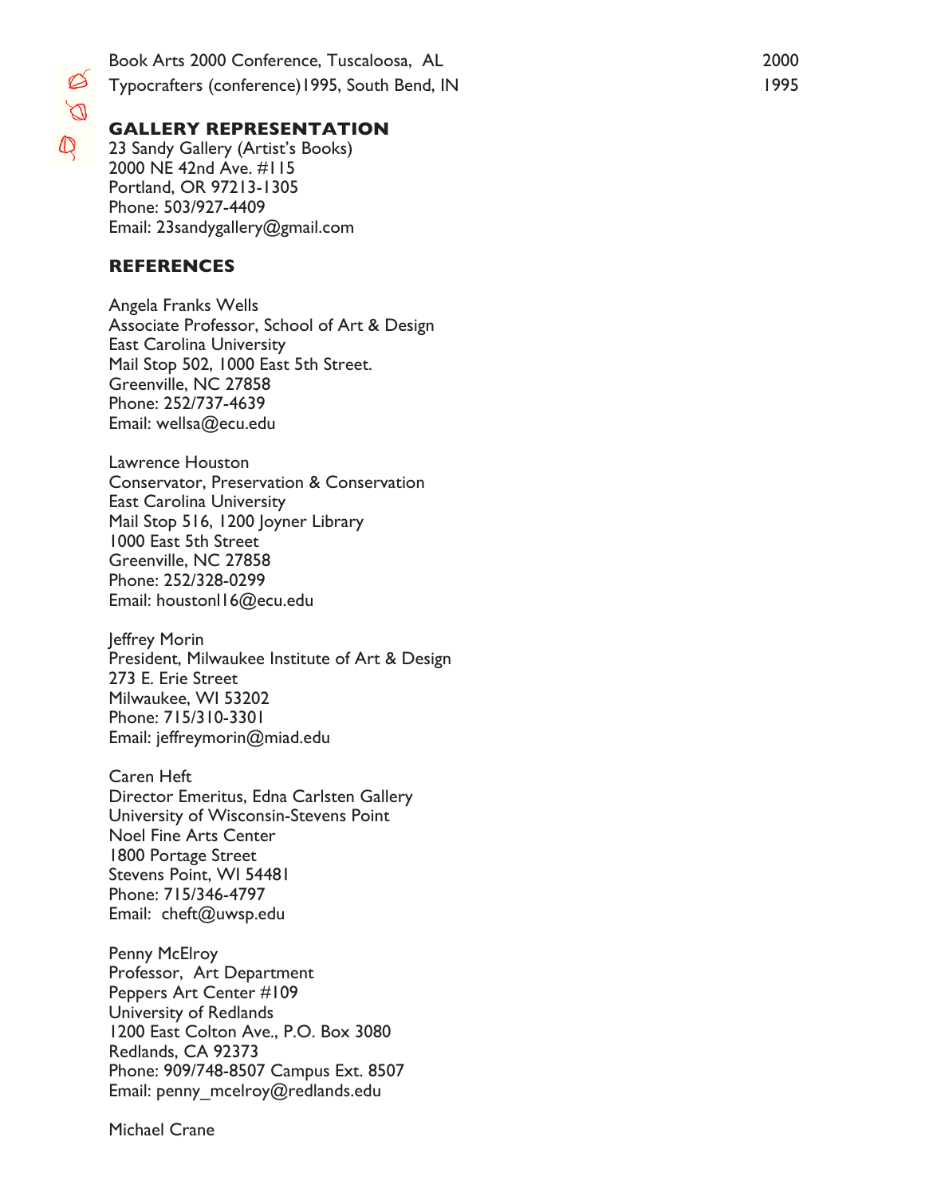Book Arts 2000 Conference, Tuscaloosa, AL 2000

Typocrafters (conference)1995, South Bend, IN 1995

## GALLERY REPRESENTATION

23 Sandy Gallery (Artist's Books)
2000 NE 42nd Ave. #115
Portland, OR 97213-1305
Phone: 503/927-4409
Email: 23sandygallery@gmail.com

## REFERENCES

Angela Franks Wells
Associate Professor, School of Art & Design
East Carolina University
Mail Stop 502, 1000 East 5th Street.
Greenville, NC 27858
Phone: 252/737-4639
Email: wellsa@ecu.edu

Lawrence Houston
Conservator, Preservation & Conservation
East Carolina University
Mail Stop 516, 1200 Joyner Library
1000 East 5th Street
Greenville, NC 27858
Phone: 252/328-0299
Email: houstonl16@ecu.edu

Jeffrey Morin
President, Milwaukee Institute of Art & Design
273 E. Erie Street
Milwaukee, WI 53202
Phone: 715/310-3301
Email: jeffreymorin@miad.edu

Caren Heft
Director Emeritus, Edna Carlsten Gallery
University of Wisconsin-Stevens Point
Noel Fine Arts Center
1800 Portage Street
Stevens Point, WI 54481
Phone: 715/346-4797
Email: cheft@uwsp.edu

Penny McElroy
Professor, Art Department
Peppers Art Center #109
University of Redlands
1200 East Colton Ave., P.O. Box 3080
Redlands, CA 92373
Phone: 909/748-8507 Campus Ext. 8507
Email: penny_mcelroy@redlands.edu

Michael Crane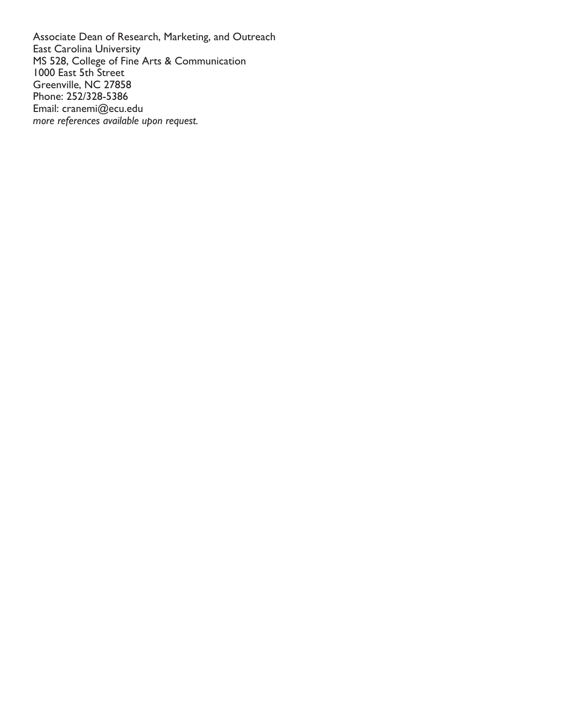Associate Dean of Research, Marketing, and Outreach
East Carolina University
MS 528, College of Fine Arts & Communication
1000 East 5th Street
Greenville, NC 27858
Phone: 252/328-5386
Email: cranemi@ecu.edu
*more references available upon request.*